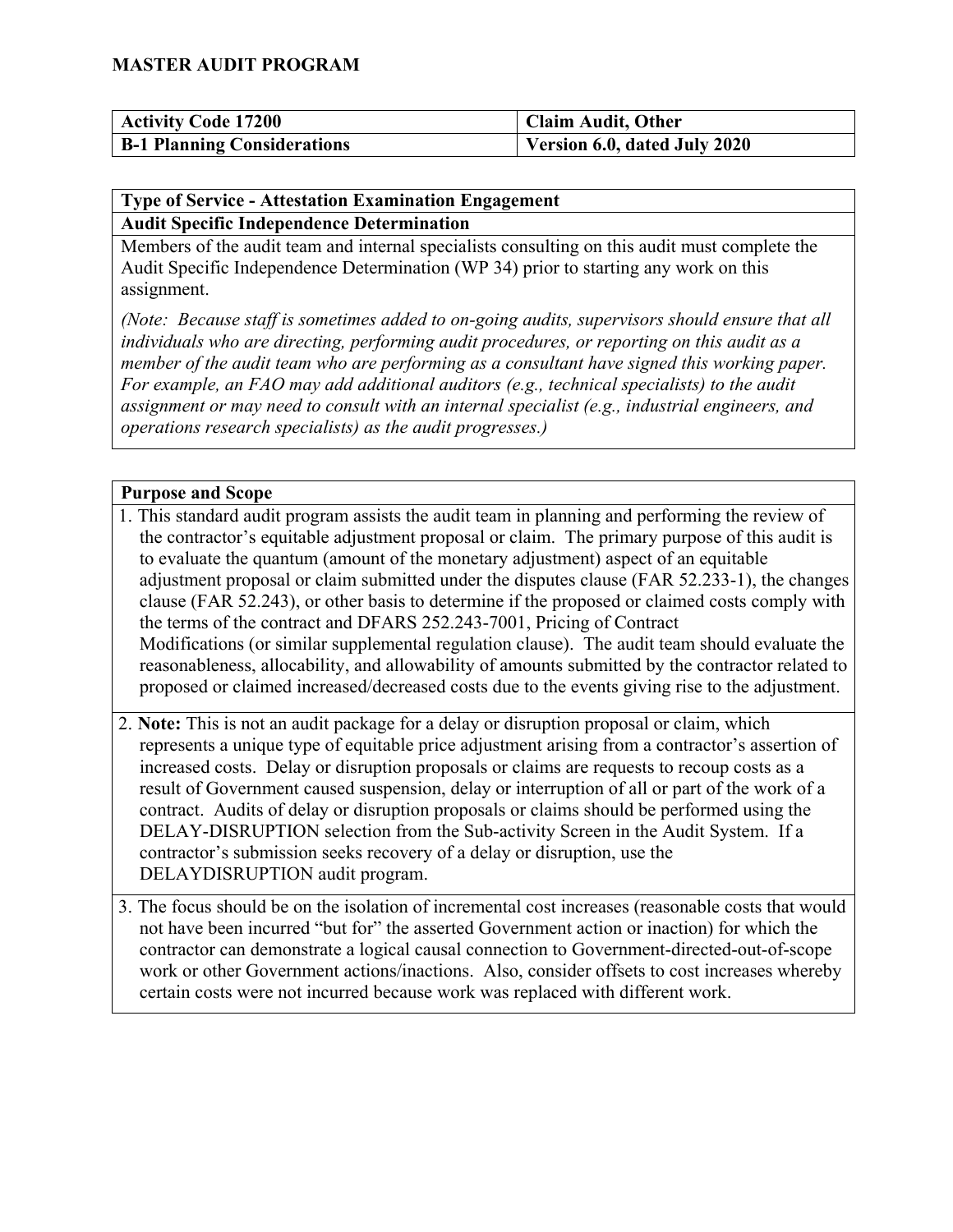# MASTER AUDIT PROGRAM

| Activity Code 17200 | Claim Audit, Other |
|---|---|
| **B-1 Planning Considerations** | **Version 6.0, dated July 2020** |

**Type of Service - Attestation Examination Engagement**

**Audit Specific Independence Determination**

Members of the audit team and internal specialists consulting on this audit must complete the Audit Specific Independence Determination (WP 34) prior to starting any work on this assignment.

*(Note: Because staff is sometimes added to on-going audits, supervisors should ensure that all individuals who are directing, performing audit procedures, or reporting on this audit as a member of the audit team who are performing as a consultant have signed this working paper. For example, an FAO may add additional auditors (e.g., technical specialists) to the audit assignment or may need to consult with an internal specialist (e.g., industrial engineers, and operations research specialists) as the audit progresses.)*

**Purpose and Scope**

1. This standard audit program assists the audit team in planning and performing the review of the contractor's equitable adjustment proposal or claim. The primary purpose of this audit is to evaluate the quantum (amount of the monetary adjustment) aspect of an equitable adjustment proposal or claim submitted under the disputes clause (FAR 52.233-1), the changes clause (FAR 52.243), or other basis to determine if the proposed or claimed costs comply with the terms of the contract and DFARS 252.243-7001, Pricing of Contract Modifications (or similar supplemental regulation clause). The audit team should evaluate the reasonableness, allocability, and allowability of amounts submitted by the contractor related to proposed or claimed increased/decreased costs due to the events giving rise to the adjustment.

2. **Note:** This is not an audit package for a delay or disruption proposal or claim, which represents a unique type of equitable price adjustment arising from a contractor's assertion of increased costs. Delay or disruption proposals or claims are requests to recoup costs as a result of Government caused suspension, delay or interruption of all or part of the work of a contract. Audits of delay or disruption proposals or claims should be performed using the DELAY-DISRUPTION selection from the Sub-activity Screen in the Audit System. If a contractor's submission seeks recovery of a delay or disruption, use the DELAYDISRUPTION audit program.

3. The focus should be on the isolation of incremental cost increases (reasonable costs that would not have been incurred "but for" the asserted Government action or inaction) for which the contractor can demonstrate a logical causal connection to Government-directed-out-of-scope work or other Government actions/inactions. Also, consider offsets to cost increases whereby certain costs were not incurred because work was replaced with different work.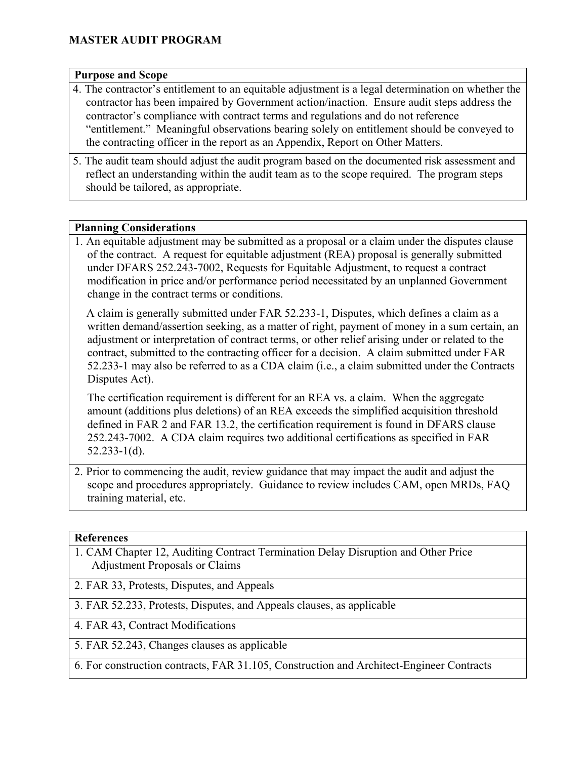**MASTER AUDIT PROGRAM**

| **Purpose and Scope** |
|---|
| 4. The contractor's entitlement to an equitable adjustment is a legal determination on whether the contractor has been impaired by Government action/inaction. Ensure audit steps address the contractor's compliance with contract terms and regulations and do not reference "entitlement." Meaningful observations bearing solely on entitlement should be conveyed to the contracting officer in the report as an Appendix, Report on Other Matters. |
| 5. The audit team should adjust the audit program based on the documented risk assessment and reflect an understanding within the audit team as to the scope required. The program steps should be tailored, as appropriate. |

| **Planning Considerations** |
|---|
| 1. An equitable adjustment may be submitted as a proposal or a claim under the disputes clause of the contract. A request for equitable adjustment (REA) proposal is generally submitted under DFARS 252.243-7002, Requests for Equitable Adjustment, to request a contract modification in price and/or performance period necessitated by an unplanned Government change in the contract terms or conditions. <br><br> A claim is generally submitted under FAR 52.233-1, Disputes, which defines a claim as a written demand/assertion seeking, as a matter of right, payment of money in a sum certain, an adjustment or interpretation of contract terms, or other relief arising under or related to the contract, submitted to the contracting officer for a decision. A claim submitted under FAR 52.233-1 may also be referred to as a CDA claim (i.e., a claim submitted under the Contracts Disputes Act). <br><br> The certification requirement is different for an REA vs. a claim. When the aggregate amount (additions plus deletions) of an REA exceeds the simplified acquisition threshold defined in FAR 2 and FAR 13.2, the certification requirement is found in DFARS clause 252.243-7002. A CDA claim requires two additional certifications as specified in FAR 52.233-1(d). |
| 2. Prior to commencing the audit, review guidance that may impact the audit and adjust the scope and procedures appropriately. Guidance to review includes CAM, open MRDs, FAQ training material, etc. |

| **References** |
|---|
| 1. CAM Chapter 12, Auditing Contract Termination Delay Disruption and Other Price Adjustment Proposals or Claims |
| 2. FAR 33, Protests, Disputes, and Appeals |
| 3. FAR 52.233, Protests, Disputes, and Appeals clauses, as applicable |
| 4. FAR 43, Contract Modifications |
| 5. FAR 52.243, Changes clauses as applicable |
| 6. For construction contracts, FAR 31.105, Construction and Architect-Engineer Contracts |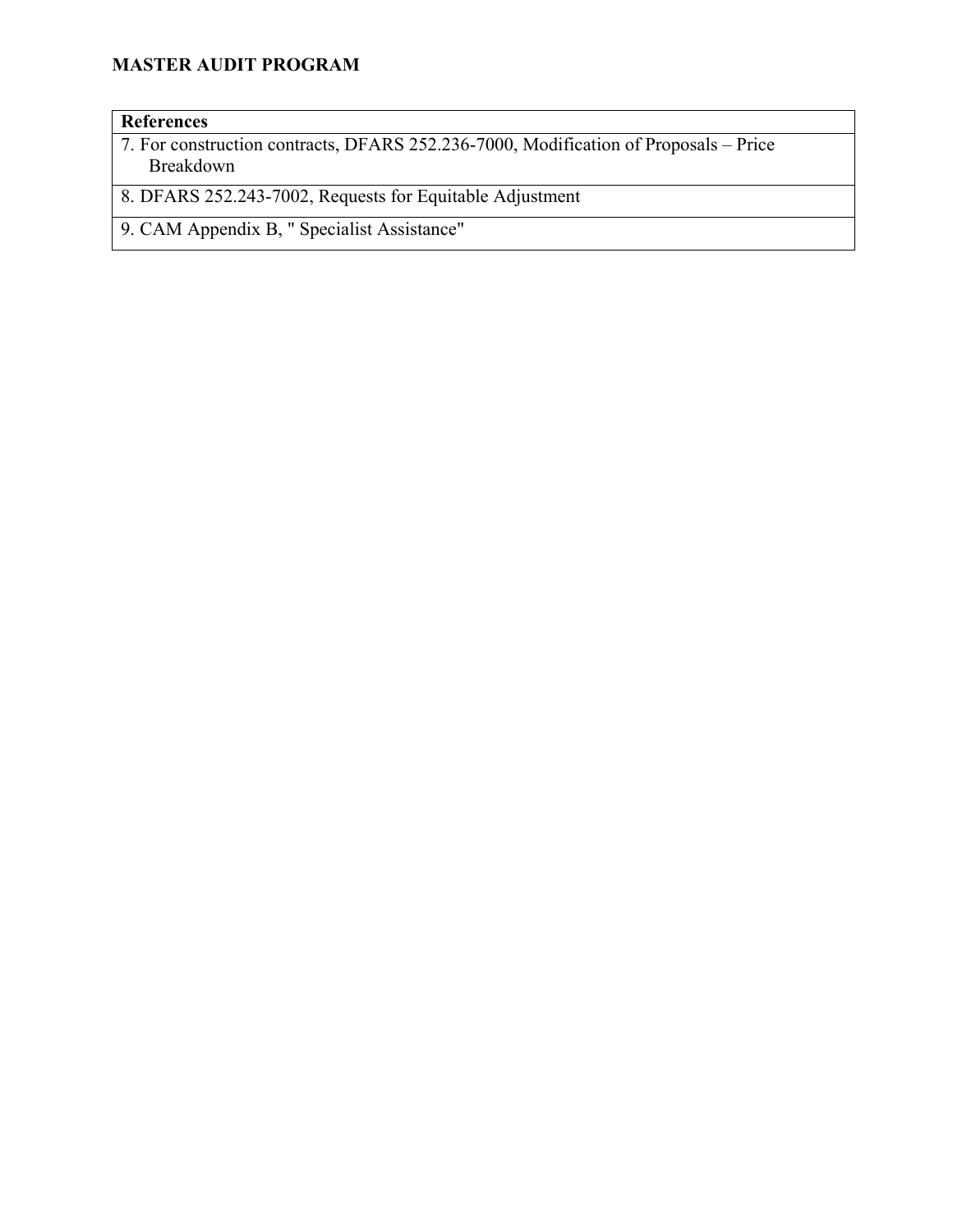**MASTER AUDIT PROGRAM**

| References |
| --- |
| 7. For construction contracts, DFARS 252.236-7000, Modification of Proposals – Price Breakdown |
| 8. DFARS 252.243-7002, Requests for Equitable Adjustment |
| 9. CAM Appendix B, " Specialist Assistance" |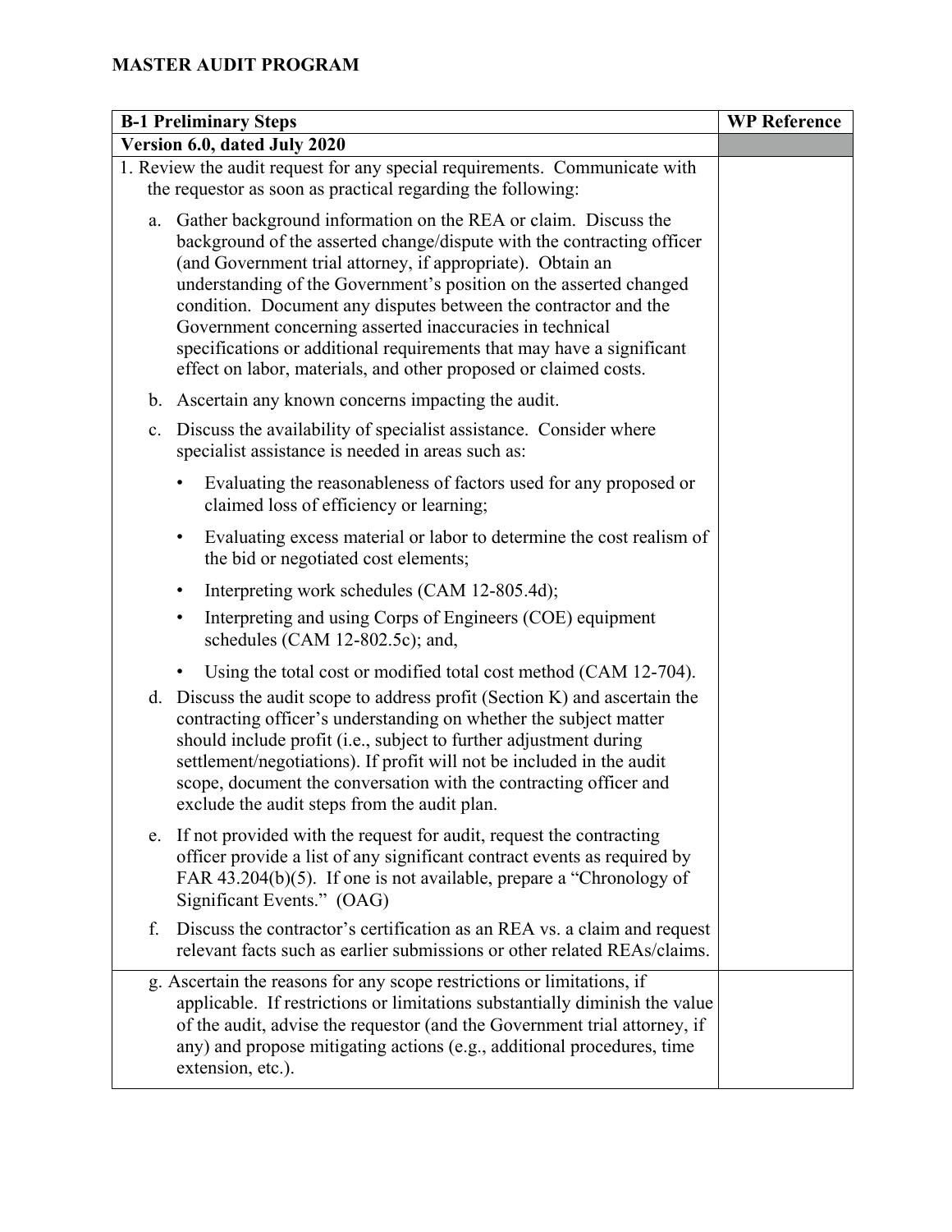## MASTER AUDIT PROGRAM

| B-1 Preliminary Steps | WP Reference |
|---|---|
| **Version 6.0, dated July 2020** | |
| 1. Review the audit request for any special requirements. Communicate with the requestor as soon as practical regarding the following:<br><br>a. Gather background information on the REA or claim. Discuss the background of the asserted change/dispute with the contracting officer (and Government trial attorney, if appropriate). Obtain an understanding of the Government's position on the asserted changed condition. Document any disputes between the contractor and the Government concerning asserted inaccuracies in technical specifications or additional requirements that may have a significant effect on labor, materials, and other proposed or claimed costs.<br><br>b. Ascertain any known concerns impacting the audit.<br><br>c. Discuss the availability of specialist assistance. Consider where specialist assistance is needed in areas such as:<br><br>• Evaluating the reasonableness of factors used for any proposed or claimed loss of efficiency or learning;<br><br>• Evaluating excess material or labor to determine the cost realism of the bid or negotiated cost elements;<br><br>• Interpreting work schedules (CAM 12-805.4d);<br><br>• Interpreting and using Corps of Engineers (COE) equipment schedules (CAM 12-802.5c); and,<br><br>• Using the total cost or modified total cost method (CAM 12-704).<br><br>d. Discuss the audit scope to address profit (Section K) and ascertain the contracting officer's understanding on whether the subject matter should include profit (i.e., subject to further adjustment during settlement/negotiations). If profit will not be included in the audit scope, document the conversation with the contracting officer and exclude the audit steps from the audit plan.<br><br>e. If not provided with the request for audit, request the contracting officer provide a list of any significant contract events as required by FAR 43.204(b)(5). If one is not available, prepare a "Chronology of Significant Events." (OAG)<br><br>f. Discuss the contractor's certification as an REA vs. a claim and request relevant facts such as earlier submissions or other related REAs/claims. | |
| g. Ascertain the reasons for any scope restrictions or limitations, if applicable. If restrictions or limitations substantially diminish the value of the audit, advise the requestor (and the Government trial attorney, if any) and propose mitigating actions (e.g., additional procedures, time extension, etc.). | |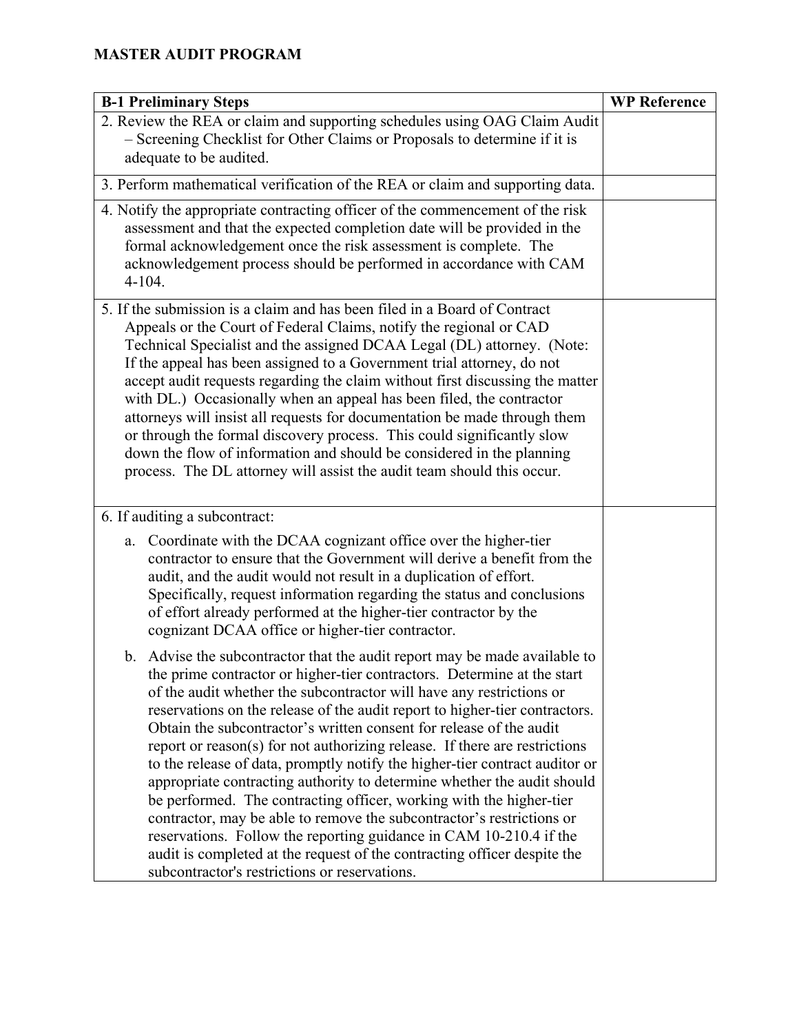**MASTER AUDIT PROGRAM**

| B-1 Preliminary Steps | WP Reference |
| --- | --- |
| 2. Review the REA or claim and supporting schedules using OAG Claim Audit – Screening Checklist for Other Claims or Proposals to determine if it is adequate to be audited. | |
| 3. Perform mathematical verification of the REA or claim and supporting data. | |
| 4. Notify the appropriate contracting officer of the commencement of the risk assessment and that the expected completion date will be provided in the formal acknowledgement once the risk assessment is complete. The acknowledgement process should be performed in accordance with CAM 4-104. | |
| 5. If the submission is a claim and has been filed in a Board of Contract Appeals or the Court of Federal Claims, notify the regional or CAD Technical Specialist and the assigned DCAA Legal (DL) attorney. (Note: If the appeal has been assigned to a Government trial attorney, do not accept audit requests regarding the claim without first discussing the matter with DL.) Occasionally when an appeal has been filed, the contractor attorneys will insist all requests for documentation be made through them or through the formal discovery process. This could significantly slow down the flow of information and should be considered in the planning process. The DL attorney will assist the audit team should this occur. | |
| 6. If auditing a subcontract:<br><br>a. Coordinate with the DCAA cognizant office over the higher-tier contractor to ensure that the Government will derive a benefit from the audit, and the audit would not result in a duplication of effort. Specifically, request information regarding the status and conclusions of effort already performed at the higher-tier contractor by the cognizant DCAA office or higher-tier contractor.<br><br>b. Advise the subcontractor that the audit report may be made available to the prime contractor or higher-tier contractors. Determine at the start of the audit whether the subcontractor will have any restrictions or reservations on the release of the audit report to higher-tier contractors. Obtain the subcontractor's written consent for release of the audit report or reason(s) for not authorizing release. If there are restrictions to the release of data, promptly notify the higher-tier contract auditor or appropriate contracting authority to determine whether the audit should be performed. The contracting officer, working with the higher-tier contractor, may be able to remove the subcontractor's restrictions or reservations. Follow the reporting guidance in CAM 10-210.4 if the audit is completed at the request of the contracting officer despite the subcontractor's restrictions or reservations. | |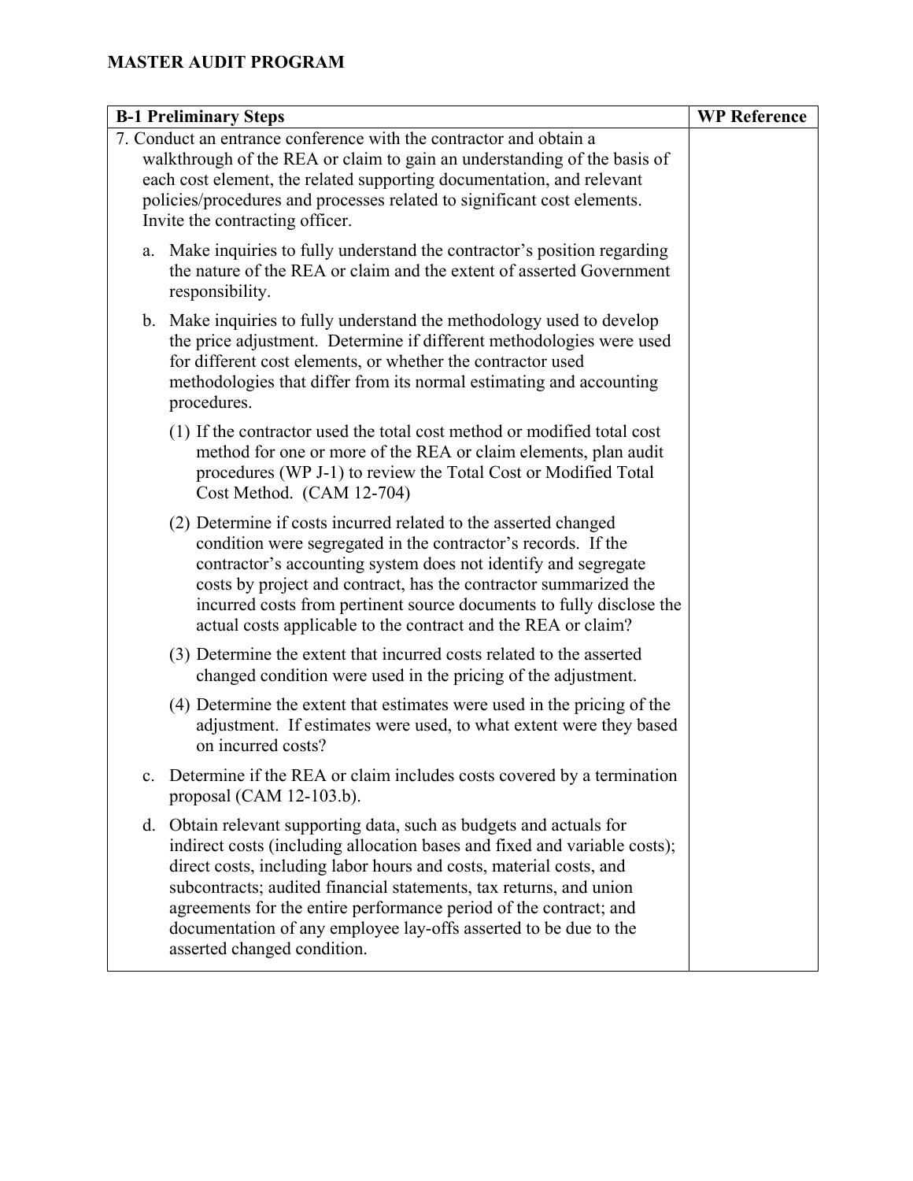**MASTER AUDIT PROGRAM**

| B-1 Preliminary Steps | WP Reference |
|---|---|
| 7. Conduct an entrance conference with the contractor and obtain a walkthrough of the REA or claim to gain an understanding of the basis of each cost element, the related supporting documentation, and relevant policies/procedures and processes related to significant cost elements. Invite the contracting officer.<br><br>a. Make inquiries to fully understand the contractor's position regarding the nature of the REA or claim and the extent of asserted Government responsibility.<br><br>b. Make inquiries to fully understand the methodology used to develop the price adjustment. Determine if different methodologies were used for different cost elements, or whether the contractor used methodologies that differ from its normal estimating and accounting procedures.<br><br>(1) If the contractor used the total cost method or modified total cost method for one or more of the REA or claim elements, plan audit procedures (WP J-1) to review the Total Cost or Modified Total Cost Method. (CAM 12-704)<br><br>(2) Determine if costs incurred related to the asserted changed condition were segregated in the contractor's records. If the contractor's accounting system does not identify and segregate costs by project and contract, has the contractor summarized the incurred costs from pertinent source documents to fully disclose the actual costs applicable to the contract and the REA or claim?<br><br>(3) Determine the extent that incurred costs related to the asserted changed condition were used in the pricing of the adjustment.<br><br>(4) Determine the extent that estimates were used in the pricing of the adjustment. If estimates were used, to what extent were they based on incurred costs?<br><br>c. Determine if the REA or claim includes costs covered by a termination proposal (CAM 12-103.b).<br><br>d. Obtain relevant supporting data, such as budgets and actuals for indirect costs (including allocation bases and fixed and variable costs); direct costs, including labor hours and costs, material costs, and subcontracts; audited financial statements, tax returns, and union agreements for the entire performance period of the contract; and documentation of any employee lay-offs asserted to be due to the asserted changed condition. | |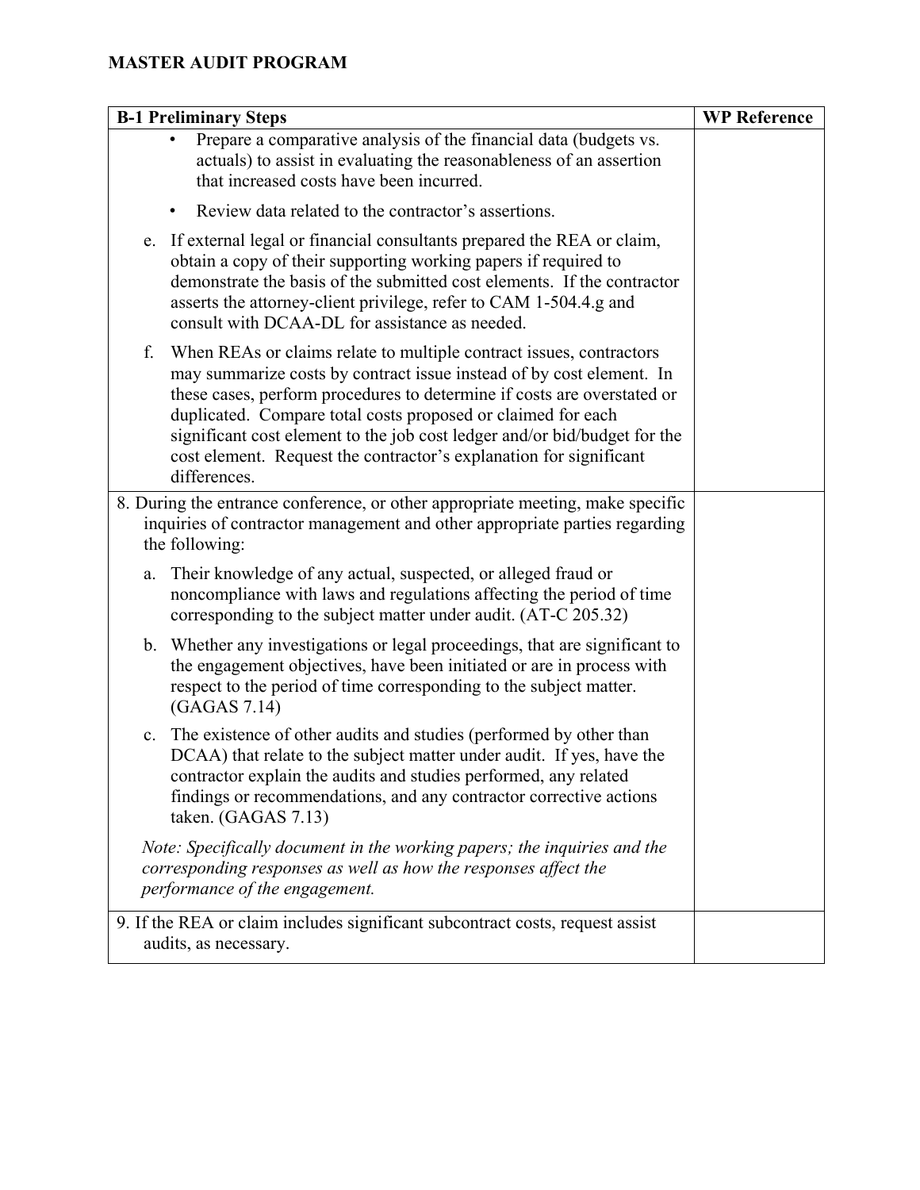**MASTER AUDIT PROGRAM**

| B-1 Preliminary Steps | WP Reference |
|---|---|
| • Prepare a comparative analysis of the financial data (budgets vs. actuals) to assist in evaluating the reasonableness of an assertion that increased costs have been incurred.<br><br>• Review data related to the contractor's assertions.<br><br>e. If external legal or financial consultants prepared the REA or claim, obtain a copy of their supporting working papers if required to demonstrate the basis of the submitted cost elements. If the contractor asserts the attorney-client privilege, refer to CAM 1-504.4.g and consult with DCAA-DL for assistance as needed.<br><br>f. When REAs or claims relate to multiple contract issues, contractors may summarize costs by contract issue instead of by cost element. In these cases, perform procedures to determine if costs are overstated or duplicated. Compare total costs proposed or claimed for each significant cost element to the job cost ledger and/or bid/budget for the cost element. Request the contractor's explanation for significant differences. | |
| 8. During the entrance conference, or other appropriate meeting, make specific inquiries of contractor management and other appropriate parties regarding the following:<br><br>a. Their knowledge of any actual, suspected, or alleged fraud or noncompliance with laws and regulations affecting the period of time corresponding to the subject matter under audit. (AT-C 205.32)<br><br>b. Whether any investigations or legal proceedings, that are significant to the engagement objectives, have been initiated or are in process with respect to the period of time corresponding to the subject matter. (GAGAS 7.14)<br><br>c. The existence of other audits and studies (performed by other than DCAA) that relate to the subject matter under audit. If yes, have the contractor explain the audits and studies performed, any related findings or recommendations, and any contractor corrective actions taken. (GAGAS 7.13)<br><br>*Note: Specifically document in the working papers; the inquiries and the corresponding responses as well as how the responses affect the performance of the engagement.* | |
| 9. If the REA or claim includes significant subcontract costs, request assist audits, as necessary. | |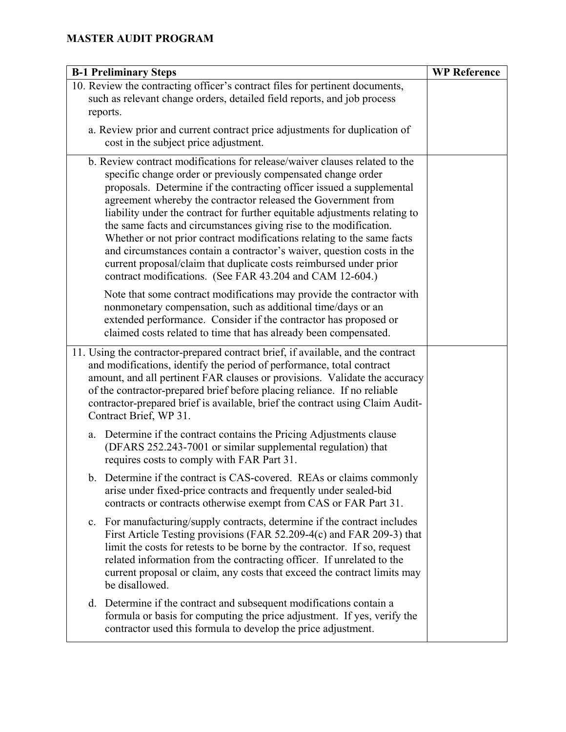**MASTER AUDIT PROGRAM**

| B-1 Preliminary Steps | WP Reference |
|---|---|
| 10. Review the contracting officer's contract files for pertinent documents, such as relevant change orders, detailed field reports, and job process reports.<br><br>a. Review prior and current contract price adjustments for duplication of cost in the subject price adjustment. | |
| b. Review contract modifications for release/waiver clauses related to the specific change order or previously compensated change order proposals. Determine if the contracting officer issued a supplemental agreement whereby the contractor released the Government from liability under the contract for further equitable adjustments relating to the same facts and circumstances giving rise to the modification. Whether or not prior contract modifications relating to the same facts and circumstances contain a contractor's waiver, question costs in the current proposal/claim that duplicate costs reimbursed under prior contract modifications. (See FAR 43.204 and CAM 12-604.)<br><br>Note that some contract modifications may provide the contractor with nonmonetary compensation, such as additional time/days or an extended performance. Consider if the contractor has proposed or claimed costs related to time that has already been compensated. | |
| 11. Using the contractor-prepared contract brief, if available, and the contract and modifications, identify the period of performance, total contract amount, and all pertinent FAR clauses or provisions. Validate the accuracy of the contractor-prepared brief before placing reliance. If no reliable contractor-prepared brief is available, brief the contract using Claim Audit-Contract Brief, WP 31.<br><br>a. Determine if the contract contains the Pricing Adjustments clause (DFARS 252.243-7001 or similar supplemental regulation) that requires costs to comply with FAR Part 31.<br><br>b. Determine if the contract is CAS-covered. REAs or claims commonly arise under fixed-price contracts and frequently under sealed-bid contracts or contracts otherwise exempt from CAS or FAR Part 31.<br><br>c. For manufacturing/supply contracts, determine if the contract includes First Article Testing provisions (FAR 52.209-4(c) and FAR 209-3) that limit the costs for retests to be borne by the contractor. If so, request related information from the contracting officer. If unrelated to the current proposal or claim, any costs that exceed the contract limits may be disallowed.<br><br>d. Determine if the contract and subsequent modifications contain a formula or basis for computing the price adjustment. If yes, verify the contractor used this formula to develop the price adjustment. | |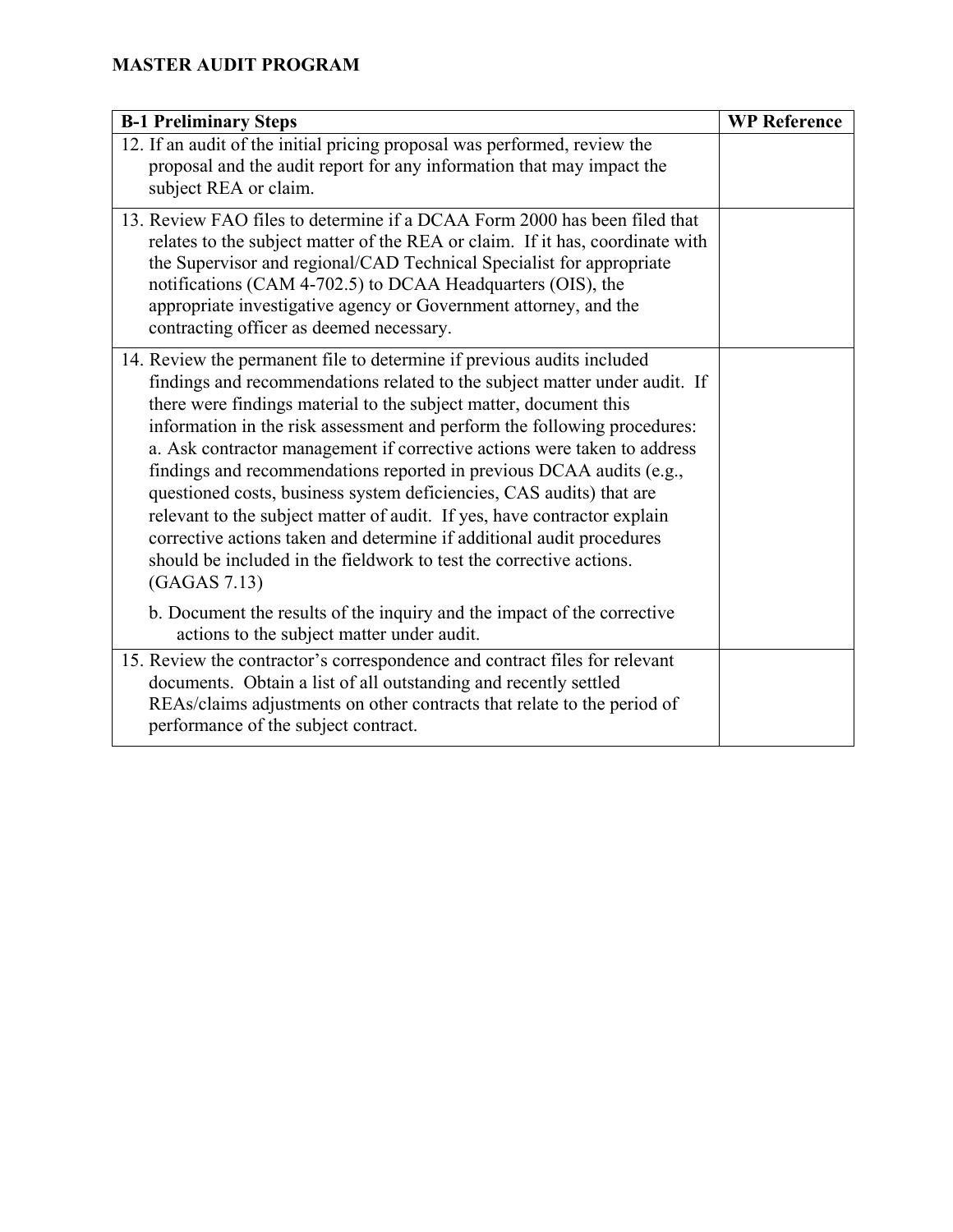**MASTER AUDIT PROGRAM**

| B-1 Preliminary Steps | WP Reference |
|---|---|
| 12. If an audit of the initial pricing proposal was performed, review the proposal and the audit report for any information that may impact the subject REA or claim. | |
| 13. Review FAO files to determine if a DCAA Form 2000 has been filed that relates to the subject matter of the REA or claim. If it has, coordinate with the Supervisor and regional/CAD Technical Specialist for appropriate notifications (CAM 4-702.5) to DCAA Headquarters (OIS), the appropriate investigative agency or Government attorney, and the contracting officer as deemed necessary. | |
| 14. Review the permanent file to determine if previous audits included findings and recommendations related to the subject matter under audit. If there were findings material to the subject matter, document this information in the risk assessment and perform the following procedures: a. Ask contractor management if corrective actions were taken to address findings and recommendations reported in previous DCAA audits (e.g., questioned costs, business system deficiencies, CAS audits) that are relevant to the subject matter of audit. If yes, have contractor explain corrective actions taken and determine if additional audit procedures should be included in the fieldwork to test the corrective actions. (GAGAS 7.13) <br><br> b. Document the results of the inquiry and the impact of the corrective actions to the subject matter under audit. | |
| 15. Review the contractor's correspondence and contract files for relevant documents. Obtain a list of all outstanding and recently settled REAs/claims adjustments on other contracts that relate to the period of performance of the subject contract. | |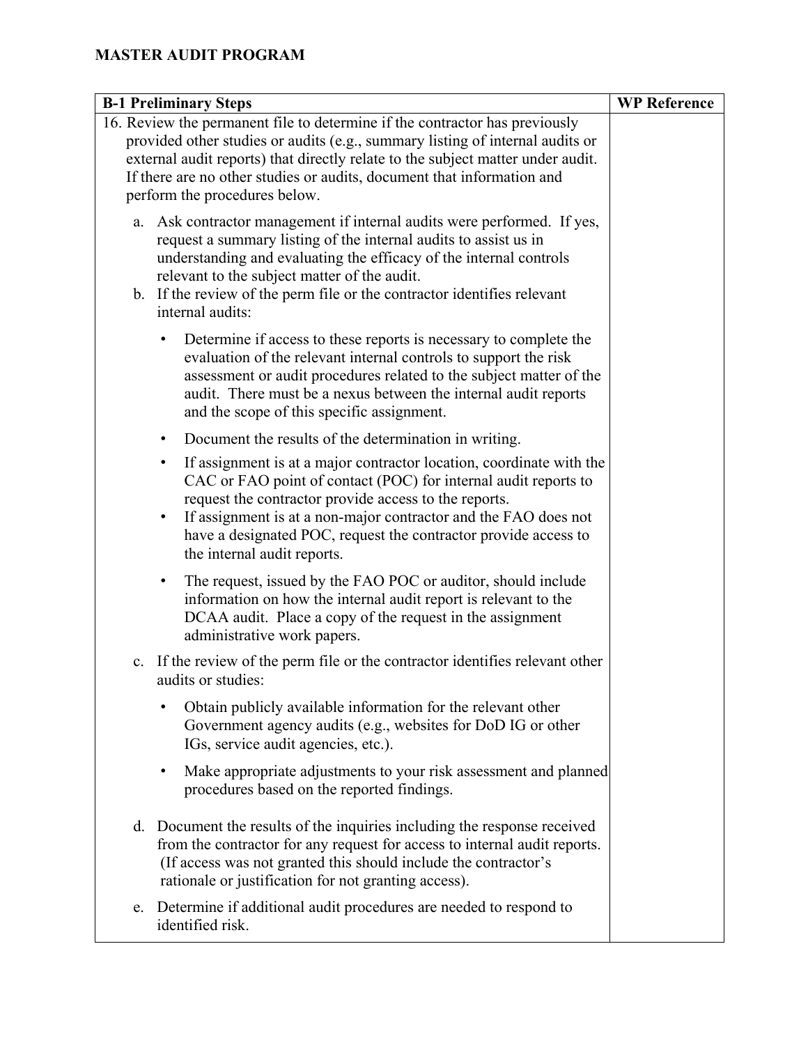**MASTER AUDIT PROGRAM**

| B-1 Preliminary Steps | WP Reference |
|---|---|
| 16. Review the permanent file to determine if the contractor has previously provided other studies or audits (e.g., summary listing of internal audits or external audit reports) that directly relate to the subject matter under audit. If there are no other studies or audits, document that information and perform the procedures below.<br><br>a. Ask contractor management if internal audits were performed. If yes, request a summary listing of the internal audits to assist us in understanding and evaluating the efficacy of the internal controls relevant to the subject matter of the audit.<br>b. If the review of the perm file or the contractor identifies relevant internal audits:<br><br>• Determine if access to these reports is necessary to complete the evaluation of the relevant internal controls to support the risk assessment or audit procedures related to the subject matter of the audit. There must be a nexus between the internal audit reports and the scope of this specific assignment.<br><br>• Document the results of the determination in writing.<br><br>• If assignment is at a major contractor location, coordinate with the CAC or FAO point of contact (POC) for internal audit reports to request the contractor provide access to the reports.<br>• If assignment is at a non-major contractor and the FAO does not have a designated POC, request the contractor provide access to the internal audit reports.<br><br>• The request, issued by the FAO POC or auditor, should include information on how the internal audit report is relevant to the DCAA audit. Place a copy of the request in the assignment administrative work papers.<br><br>c. If the review of the perm file or the contractor identifies relevant other audits or studies:<br><br>• Obtain publicly available information for the relevant other Government agency audits (e.g., websites for DoD IG or other IGs, service audit agencies, etc.).<br><br>• Make appropriate adjustments to your risk assessment and planned procedures based on the reported findings.<br><br>d. Document the results of the inquiries including the response received from the contractor for any request for access to internal audit reports. (If access was not granted this should include the contractor's rationale or justification for not granting access).<br><br>e. Determine if additional audit procedures are needed to respond to identified risk. | |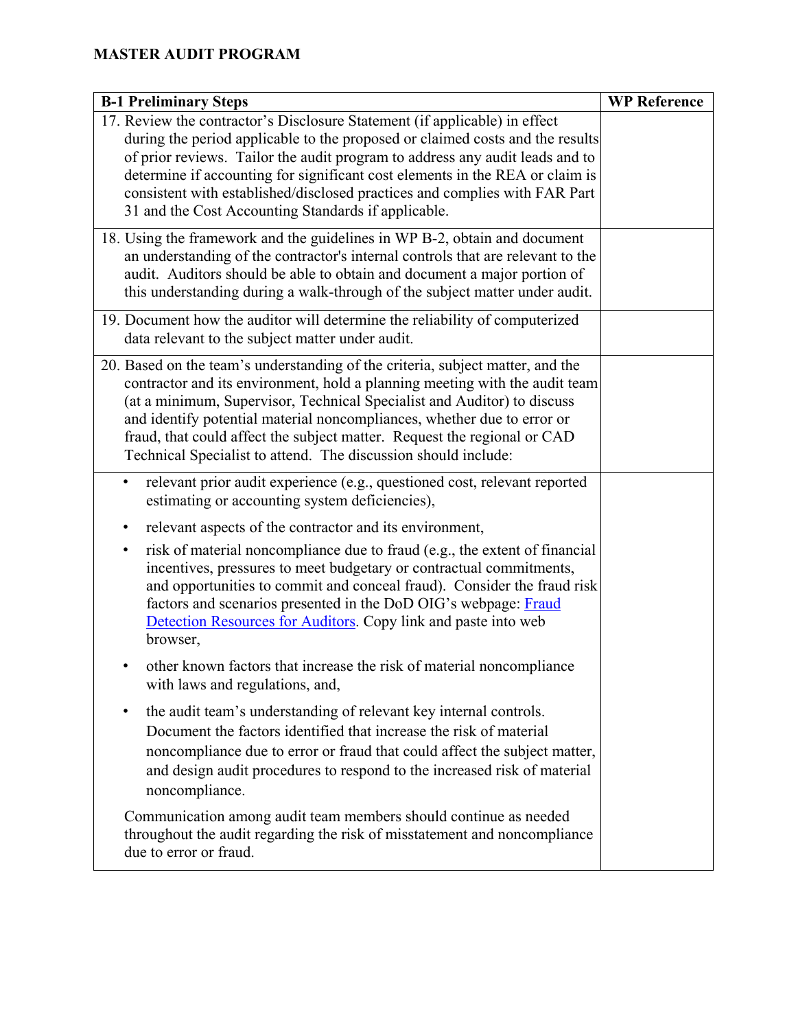# MASTER AUDIT PROGRAM

| B-1 Preliminary Steps | WP Reference |
|---|---|
| 17. Review the contractor's Disclosure Statement (if applicable) in effect during the period applicable to the proposed or claimed costs and the results of prior reviews. Tailor the audit program to address any audit leads and to determine if accounting for significant cost elements in the REA or claim is consistent with established/disclosed practices and complies with FAR Part 31 and the Cost Accounting Standards if applicable. | |
| 18. Using the framework and the guidelines in WP B-2, obtain and document an understanding of the contractor's internal controls that are relevant to the audit. Auditors should be able to obtain and document a major portion of this understanding during a walk-through of the subject matter under audit. | |
| 19. Document how the auditor will determine the reliability of computerized data relevant to the subject matter under audit. | |
| 20. Based on the team's understanding of the criteria, subject matter, and the contractor and its environment, hold a planning meeting with the audit team (at a minimum, Supervisor, Technical Specialist and Auditor) to discuss and identify potential material noncompliances, whether due to error or fraud, that could affect the subject matter. Request the regional or CAD Technical Specialist to attend. The discussion should include: | |
| • relevant prior audit experience (e.g., questioned cost, relevant reported estimating or accounting system deficiencies),<br>• relevant aspects of the contractor and its environment,<br>• risk of material noncompliance due to fraud (e.g., the extent of financial incentives, pressures to meet budgetary or contractual commitments, and opportunities to commit and conceal fraud). Consider the fraud risk factors and scenarios presented in the DoD OIG's webpage: Fraud Detection Resources for Auditors. Copy link and paste into web browser,<br>• other known factors that increase the risk of material noncompliance with laws and regulations, and,<br>• the audit team's understanding of relevant key internal controls. Document the factors identified that increase the risk of material noncompliance due to error or fraud that could affect the subject matter, and design audit procedures to respond to the increased risk of material noncompliance.<br><br>Communication among audit team members should continue as needed throughout the audit regarding the risk of misstatement and noncompliance due to error or fraud. | |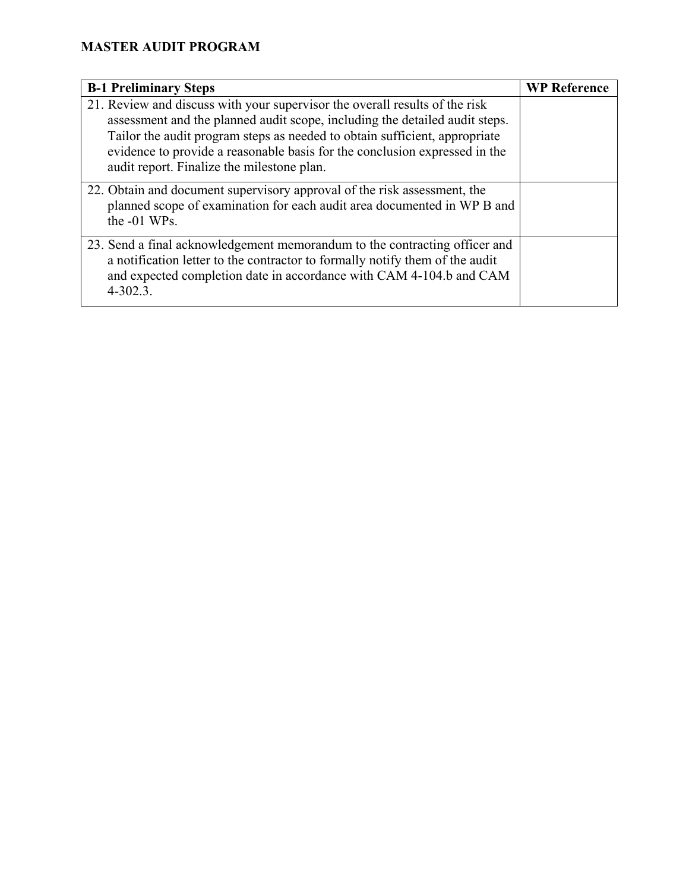**MASTER AUDIT PROGRAM**

| B-1 Preliminary Steps | WP Reference |
|---|---|
| 21. Review and discuss with your supervisor the overall results of the risk assessment and the planned audit scope, including the detailed audit steps. Tailor the audit program steps as needed to obtain sufficient, appropriate evidence to provide a reasonable basis for the conclusion expressed in the audit report. Finalize the milestone plan. | |
| 22. Obtain and document supervisory approval of the risk assessment, the planned scope of examination for each audit area documented in WP B and the -01 WPs. | |
| 23. Send a final acknowledgement memorandum to the contracting officer and a notification letter to the contractor to formally notify them of the audit and expected completion date in accordance with CAM 4-104.b and CAM 4-302.3. | |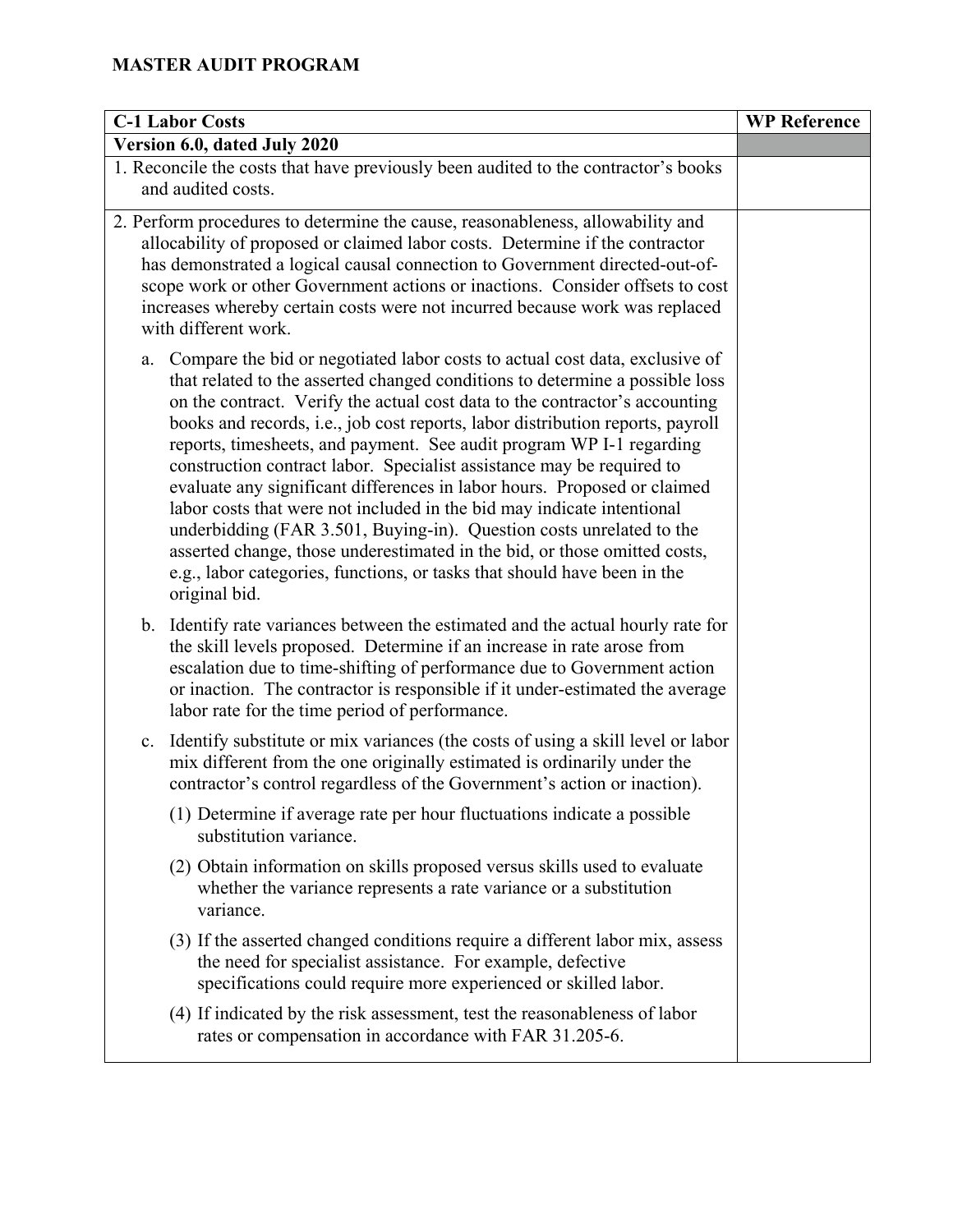**MASTER AUDIT PROGRAM**

| C-1 Labor Costs | WP Reference |
|---|---|
| **Version 6.0, dated July 2020** | |
| 1. Reconcile the costs that have previously been audited to the contractor's books and audited costs. | |
| 2. Perform procedures to determine the cause, reasonableness, allowability and allocability of proposed or claimed labor costs. Determine if the contractor has demonstrated a logical causal connection to Government directed-out-of-scope work or other Government actions or inactions. Consider offsets to cost increases whereby certain costs were not incurred because work was replaced with different work.<br><br>a. Compare the bid or negotiated labor costs to actual cost data, exclusive of that related to the asserted changed conditions to determine a possible loss on the contract. Verify the actual cost data to the contractor's accounting books and records, i.e., job cost reports, labor distribution reports, payroll reports, timesheets, and payment. See audit program WP I-1 regarding construction contract labor. Specialist assistance may be required to evaluate any significant differences in labor hours. Proposed or claimed labor costs that were not included in the bid may indicate intentional underbidding (FAR 3.501, Buying-in). Question costs unrelated to the asserted change, those underestimated in the bid, or those omitted costs, e.g., labor categories, functions, or tasks that should have been in the original bid.<br><br>b. Identify rate variances between the estimated and the actual hourly rate for the skill levels proposed. Determine if an increase in rate arose from escalation due to time-shifting of performance due to Government action or inaction. The contractor is responsible if it under-estimated the average labor rate for the time period of performance.<br><br>c. Identify substitute or mix variances (the costs of using a skill level or labor mix different from the one originally estimated is ordinarily under the contractor's control regardless of the Government's action or inaction).<br><br>(1) Determine if average rate per hour fluctuations indicate a possible substitution variance.<br><br>(2) Obtain information on skills proposed versus skills used to evaluate whether the variance represents a rate variance or a substitution variance.<br><br>(3) If the asserted changed conditions require a different labor mix, assess the need for specialist assistance. For example, defective specifications could require more experienced or skilled labor.<br><br>(4) If indicated by the risk assessment, test the reasonableness of labor rates or compensation in accordance with FAR 31.205-6. | |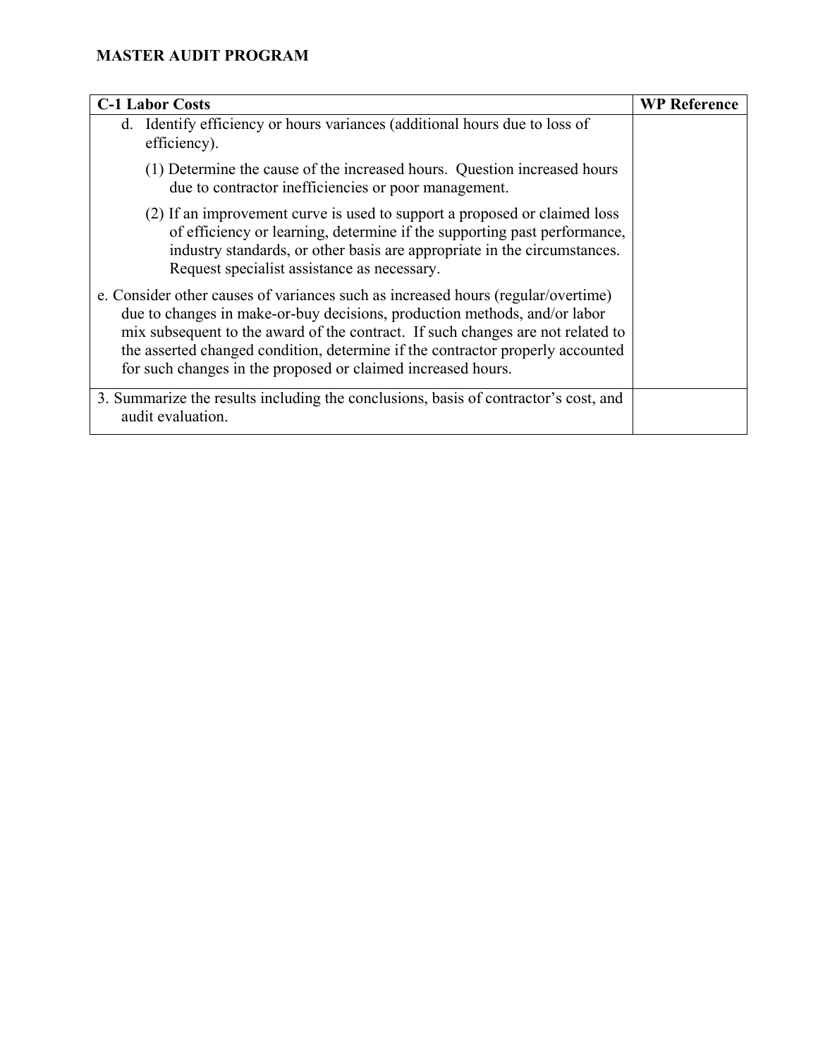**MASTER AUDIT PROGRAM**

| C-1 Labor Costs | WP Reference |
|---|---|
| d. Identify efficiency or hours variances (additional hours due to loss of efficiency).<br><br>(1) Determine the cause of the increased hours. Question increased hours due to contractor inefficiencies or poor management.<br><br>(2) If an improvement curve is used to support a proposed or claimed loss of efficiency or learning, determine if the supporting past performance, industry standards, or other basis are appropriate in the circumstances. Request specialist assistance as necessary.<br><br>e. Consider other causes of variances such as increased hours (regular/overtime) due to changes in make-or-buy decisions, production methods, and/or labor mix subsequent to the award of the contract. If such changes are not related to the asserted changed condition, determine if the contractor properly accounted for such changes in the proposed or claimed increased hours. | |
| 3. Summarize the results including the conclusions, basis of contractor's cost, and audit evaluation. | |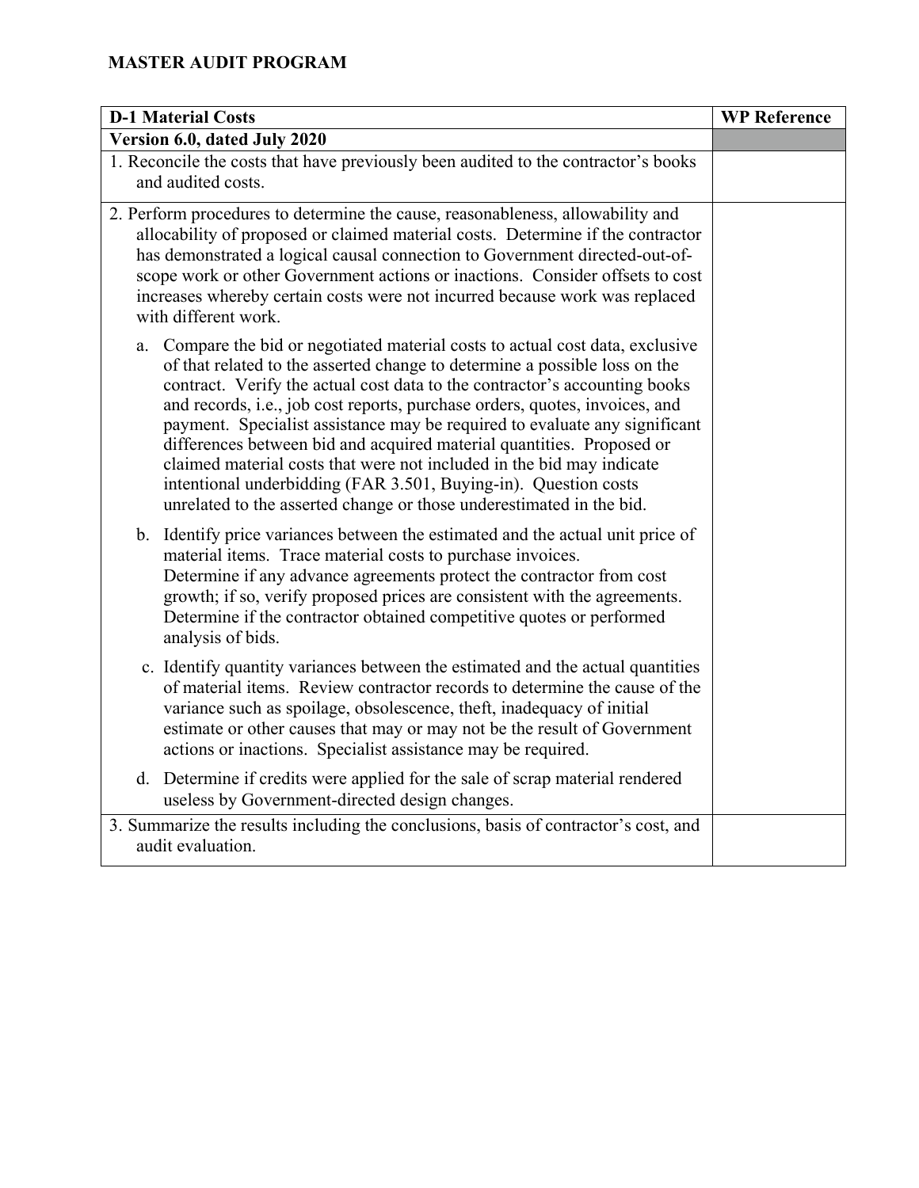**MASTER AUDIT PROGRAM**

| D-1 Material Costs | WP Reference |
|---|---|
| **Version 6.0, dated July 2020** | |
| 1. Reconcile the costs that have previously been audited to the contractor's books and audited costs. | |
| 2. Perform procedures to determine the cause, reasonableness, allowability and allocability of proposed or claimed material costs. Determine if the contractor has demonstrated a logical causal connection to Government directed-out-of-scope work or other Government actions or inactions. Consider offsets to cost increases whereby certain costs were not incurred because work was replaced with different work.<br><br>a. Compare the bid or negotiated material costs to actual cost data, exclusive of that related to the asserted change to determine a possible loss on the contract. Verify the actual cost data to the contractor's accounting books and records, i.e., job cost reports, purchase orders, quotes, invoices, and payment. Specialist assistance may be required to evaluate any significant differences between bid and acquired material quantities. Proposed or claimed material costs that were not included in the bid may indicate intentional underbidding (FAR 3.501, Buying-in). Question costs unrelated to the asserted change or those underestimated in the bid.<br><br>b. Identify price variances between the estimated and the actual unit price of material items. Trace material costs to purchase invoices. Determine if any advance agreements protect the contractor from cost growth; if so, verify proposed prices are consistent with the agreements. Determine if the contractor obtained competitive quotes or performed analysis of bids.<br><br>c. Identify quantity variances between the estimated and the actual quantities of material items. Review contractor records to determine the cause of the variance such as spoilage, obsolescence, theft, inadequacy of initial estimate or other causes that may or may not be the result of Government actions or inactions. Specialist assistance may be required.<br><br>d. Determine if credits were applied for the sale of scrap material rendered useless by Government-directed design changes. | |
| 3. Summarize the results including the conclusions, basis of contractor's cost, and audit evaluation. | |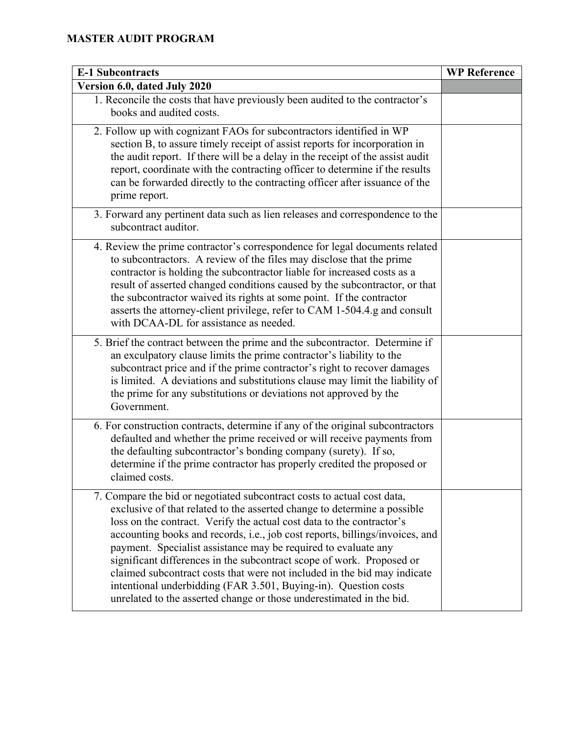**MASTER AUDIT PROGRAM**

| E-1 Subcontracts | WP Reference |
|---|---|
| **Version 6.0, dated July 2020** | |
| 1. Reconcile the costs that have previously been audited to the contractor's books and audited costs. | |
| 2. Follow up with cognizant FAOs for subcontractors identified in WP section B, to assure timely receipt of assist reports for incorporation in the audit report. If there will be a delay in the receipt of the assist audit report, coordinate with the contracting officer to determine if the results can be forwarded directly to the contracting officer after issuance of the prime report. | |
| 3. Forward any pertinent data such as lien releases and correspondence to the subcontract auditor. | |
| 4. Review the prime contractor's correspondence for legal documents related to subcontractors. A review of the files may disclose that the prime contractor is holding the subcontractor liable for increased costs as a result of asserted changed conditions caused by the subcontractor, or that the subcontractor waived its rights at some point. If the contractor asserts the attorney-client privilege, refer to CAM 1-504.4.g and consult with DCAA-DL for assistance as needed. | |
| 5. Brief the contract between the prime and the subcontractor. Determine if an exculpatory clause limits the prime contractor's liability to the subcontract price and if the prime contractor's right to recover damages is limited. A deviations and substitutions clause may limit the liability of the prime for any substitutions or deviations not approved by the Government. | |
| 6. For construction contracts, determine if any of the original subcontractors defaulted and whether the prime received or will receive payments from the defaulting subcontractor's bonding company (surety). If so, determine if the prime contractor has properly credited the proposed or claimed costs. | |
| 7. Compare the bid or negotiated subcontract costs to actual cost data, exclusive of that related to the asserted change to determine a possible loss on the contract. Verify the actual cost data to the contractor's accounting books and records, i.e., job cost reports, billings/invoices, and payment. Specialist assistance may be required to evaluate any significant differences in the subcontract scope of work. Proposed or claimed subcontract costs that were not included in the bid may indicate intentional underbidding (FAR 3.501, Buying-in). Question costs unrelated to the asserted change or those underestimated in the bid. | |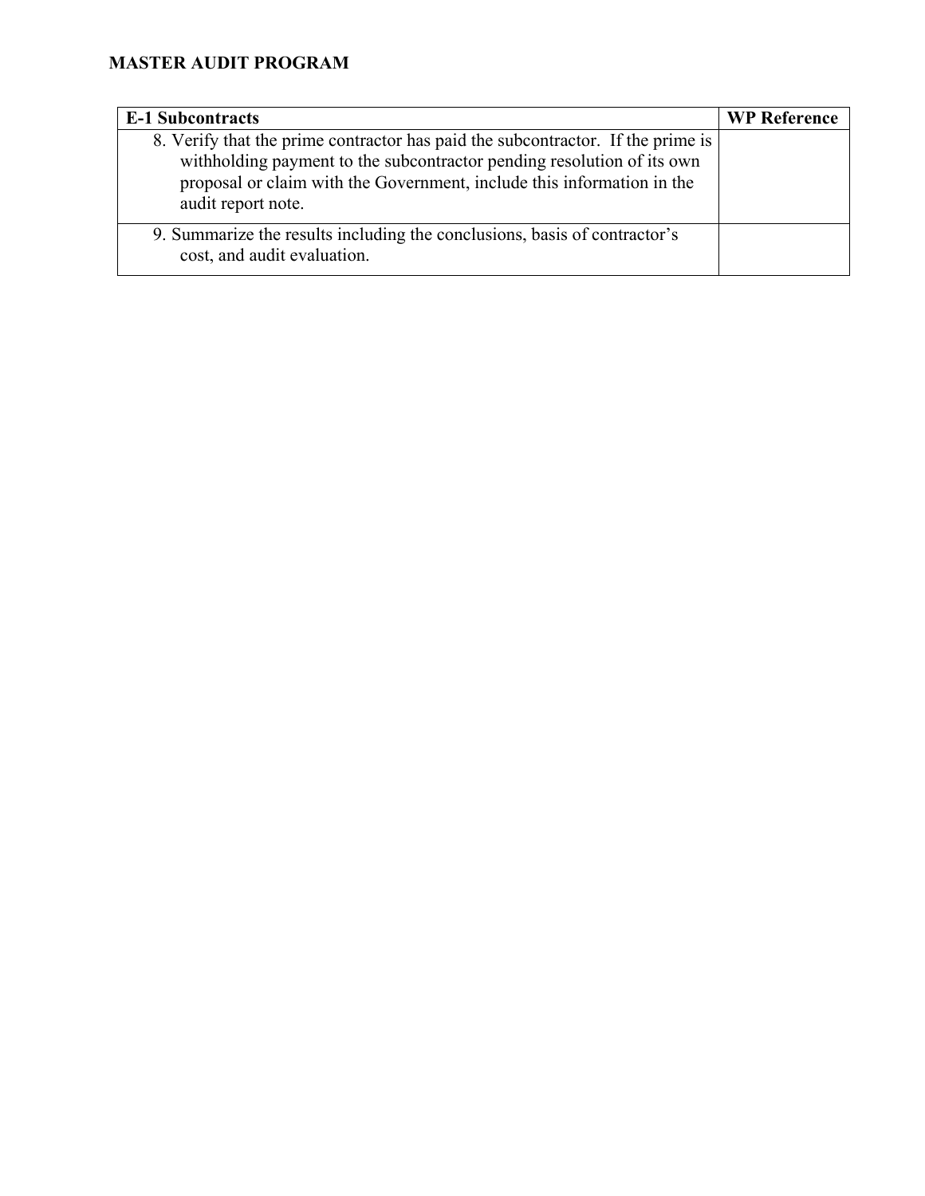**MASTER AUDIT PROGRAM**

| E-1 Subcontracts | WP Reference |
| --- | --- |
| 8. Verify that the prime contractor has paid the subcontractor. If the prime is withholding payment to the subcontractor pending resolution of its own proposal or claim with the Government, include this information in the audit report note. | |
| 9. Summarize the results including the conclusions, basis of contractor's cost, and audit evaluation. | |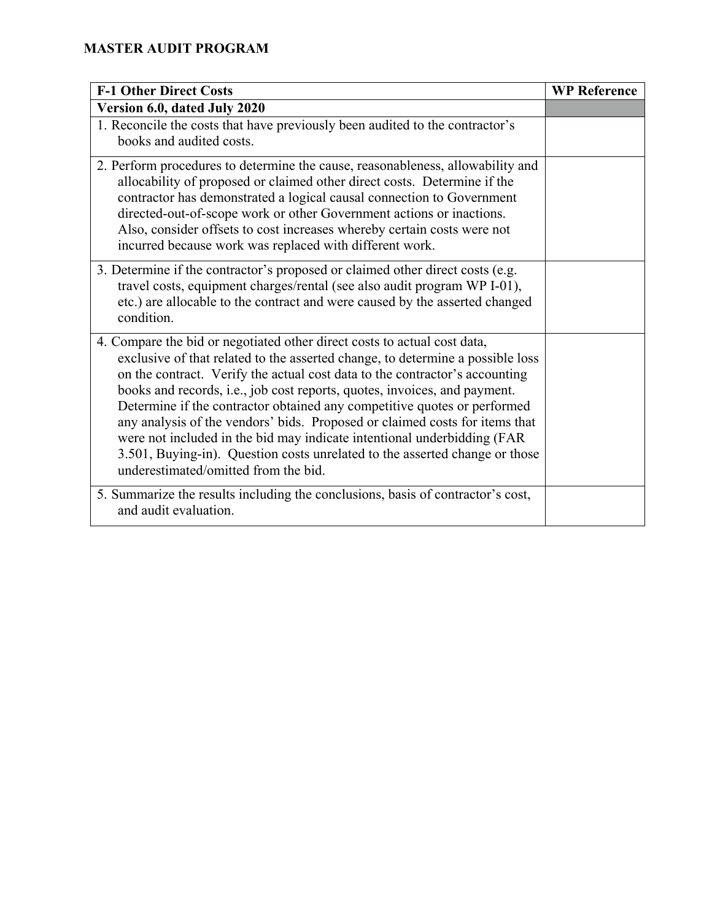**MASTER AUDIT PROGRAM**

| **F-1 Other Direct Costs** | **WP Reference** |
| --- | --- |
| **Version 6.0, dated July 2020** | |
| 1. Reconcile the costs that have previously been audited to the contractor's books and audited costs. | |
| 2. Perform procedures to determine the cause, reasonableness, allowability and allocability of proposed or claimed other direct costs. Determine if the contractor has demonstrated a logical causal connection to Government directed-out-of-scope work or other Government actions or inactions. Also, consider offsets to cost increases whereby certain costs were not incurred because work was replaced with different work. | |
| 3. Determine if the contractor's proposed or claimed other direct costs (e.g. travel costs, equipment charges/rental (see also audit program WP I-01), etc.) are allocable to the contract and were caused by the asserted changed condition. | |
| 4. Compare the bid or negotiated other direct costs to actual cost data, exclusive of that related to the asserted change, to determine a possible loss on the contract. Verify the actual cost data to the contractor's accounting books and records, i.e., job cost reports, quotes, invoices, and payment. Determine if the contractor obtained any competitive quotes or performed any analysis of the vendors' bids. Proposed or claimed costs for items that were not included in the bid may indicate intentional underbidding (FAR 3.501, Buying-in). Question costs unrelated to the asserted change or those underestimated/omitted from the bid. | |
| 5. Summarize the results including the conclusions, basis of contractor's cost, and audit evaluation. | |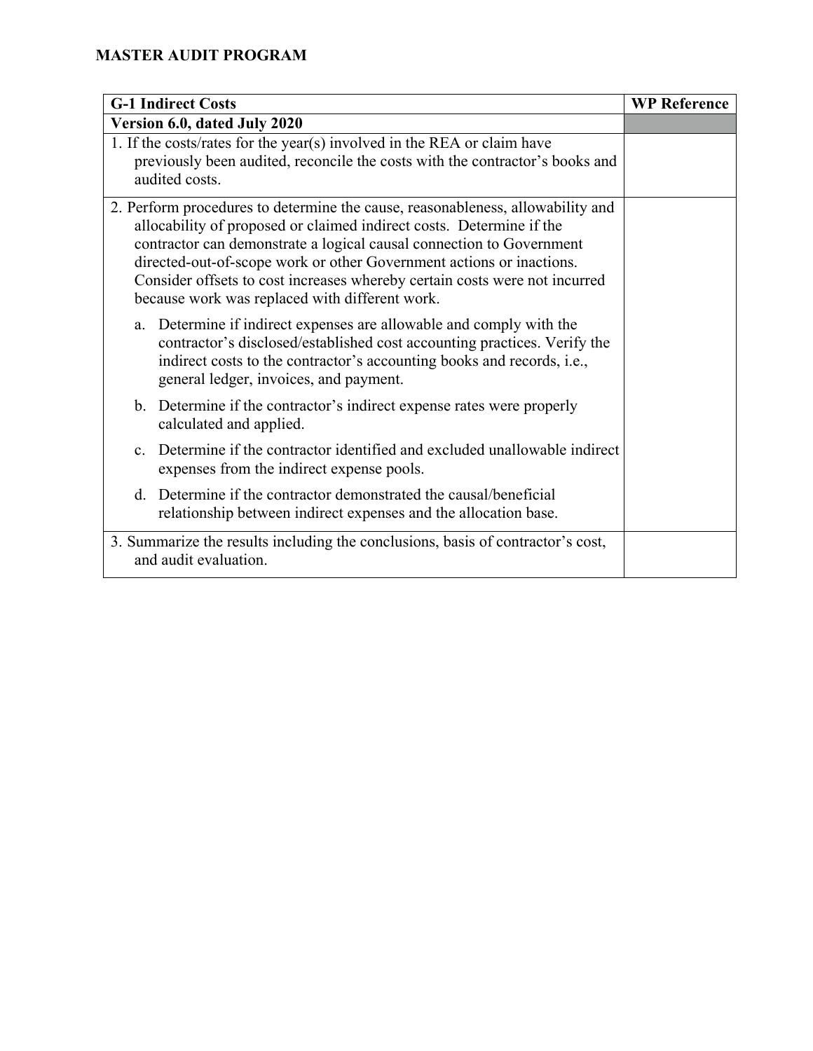**MASTER AUDIT PROGRAM**

| G-1 Indirect Costs | WP Reference |
|---|---|
| **Version 6.0, dated July 2020** | |
| 1. If the costs/rates for the year(s) involved in the REA or claim have previously been audited, reconcile the costs with the contractor's books and audited costs. | |
| 2. Perform procedures to determine the cause, reasonableness, allowability and allocability of proposed or claimed indirect costs. Determine if the contractor can demonstrate a logical causal connection to Government directed-out-of-scope work or other Government actions or inactions. Consider offsets to cost increases whereby certain costs were not incurred because work was replaced with different work.<br><br>a. Determine if indirect expenses are allowable and comply with the contractor's disclosed/established cost accounting practices. Verify the indirect costs to the contractor's accounting books and records, i.e., general ledger, invoices, and payment.<br><br>b. Determine if the contractor's indirect expense rates were properly calculated and applied.<br><br>c. Determine if the contractor identified and excluded unallowable indirect expenses from the indirect expense pools.<br><br>d. Determine if the contractor demonstrated the causal/beneficial relationship between indirect expenses and the allocation base. | |
| 3. Summarize the results including the conclusions, basis of contractor's cost, and audit evaluation. | |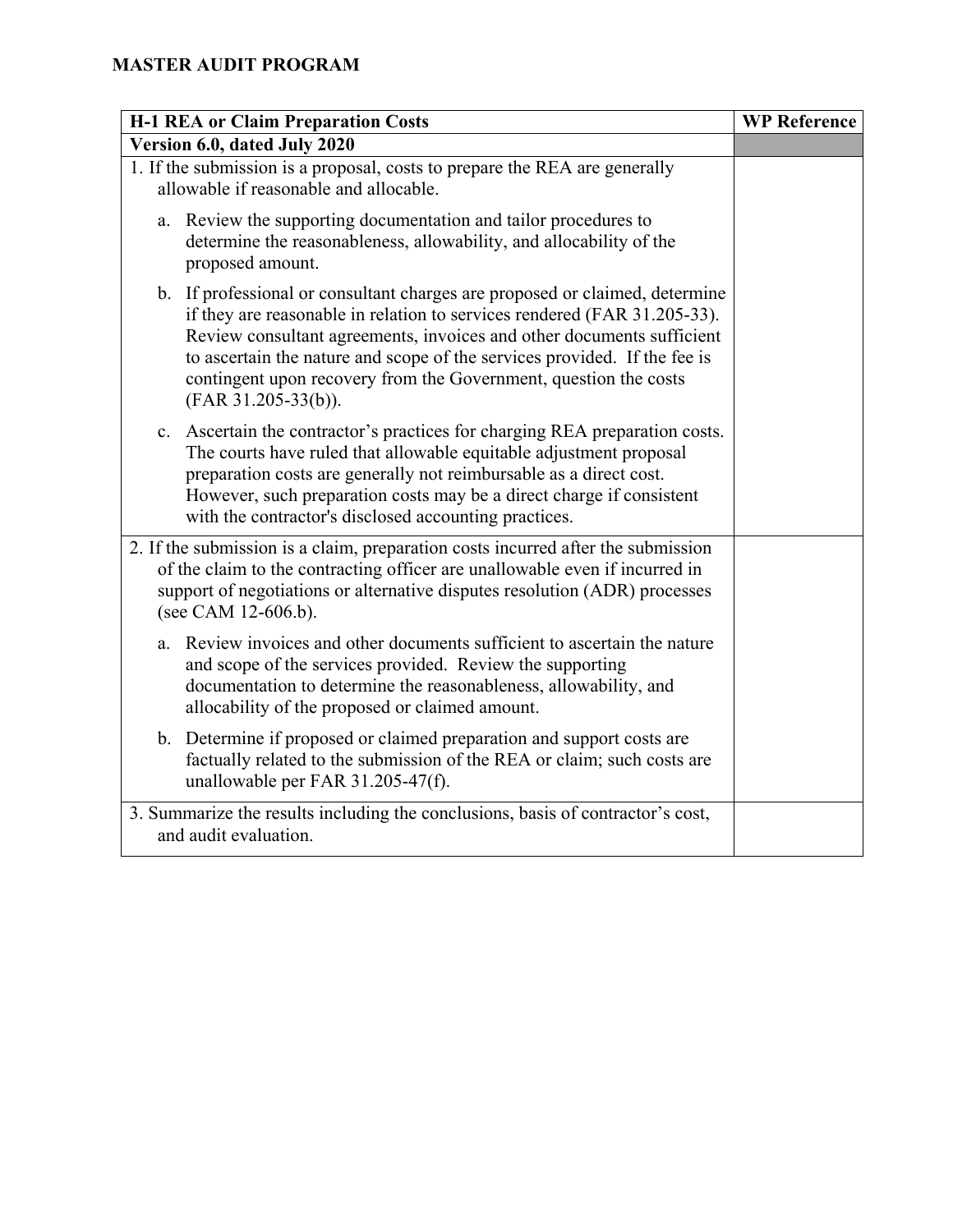**MASTER AUDIT PROGRAM**

| H-1 REA or Claim Preparation Costs | WP Reference |
| --- | --- |
| **Version 6.0, dated July 2020** | |
| 1. If the submission is a proposal, costs to prepare the REA are generally allowable if reasonable and allocable.<br><br>a. Review the supporting documentation and tailor procedures to determine the reasonableness, allowability, and allocability of the proposed amount.<br><br>b. If professional or consultant charges are proposed or claimed, determine if they are reasonable in relation to services rendered (FAR 31.205-33). Review consultant agreements, invoices and other documents sufficient to ascertain the nature and scope of the services provided. If the fee is contingent upon recovery from the Government, question the costs (FAR 31.205-33(b)).<br><br>c. Ascertain the contractor's practices for charging REA preparation costs. The courts have ruled that allowable equitable adjustment proposal preparation costs are generally not reimbursable as a direct cost. However, such preparation costs may be a direct charge if consistent with the contractor's disclosed accounting practices. | |
| 2. If the submission is a claim, preparation costs incurred after the submission of the claim to the contracting officer are unallowable even if incurred in support of negotiations or alternative disputes resolution (ADR) processes (see CAM 12-606.b).<br><br>a. Review invoices and other documents sufficient to ascertain the nature and scope of the services provided. Review the supporting documentation to determine the reasonableness, allowability, and allocability of the proposed or claimed amount.<br><br>b. Determine if proposed or claimed preparation and support costs are factually related to the submission of the REA or claim; such costs are unallowable per FAR 31.205-47(f). | |
| 3. Summarize the results including the conclusions, basis of contractor's cost, and audit evaluation. | |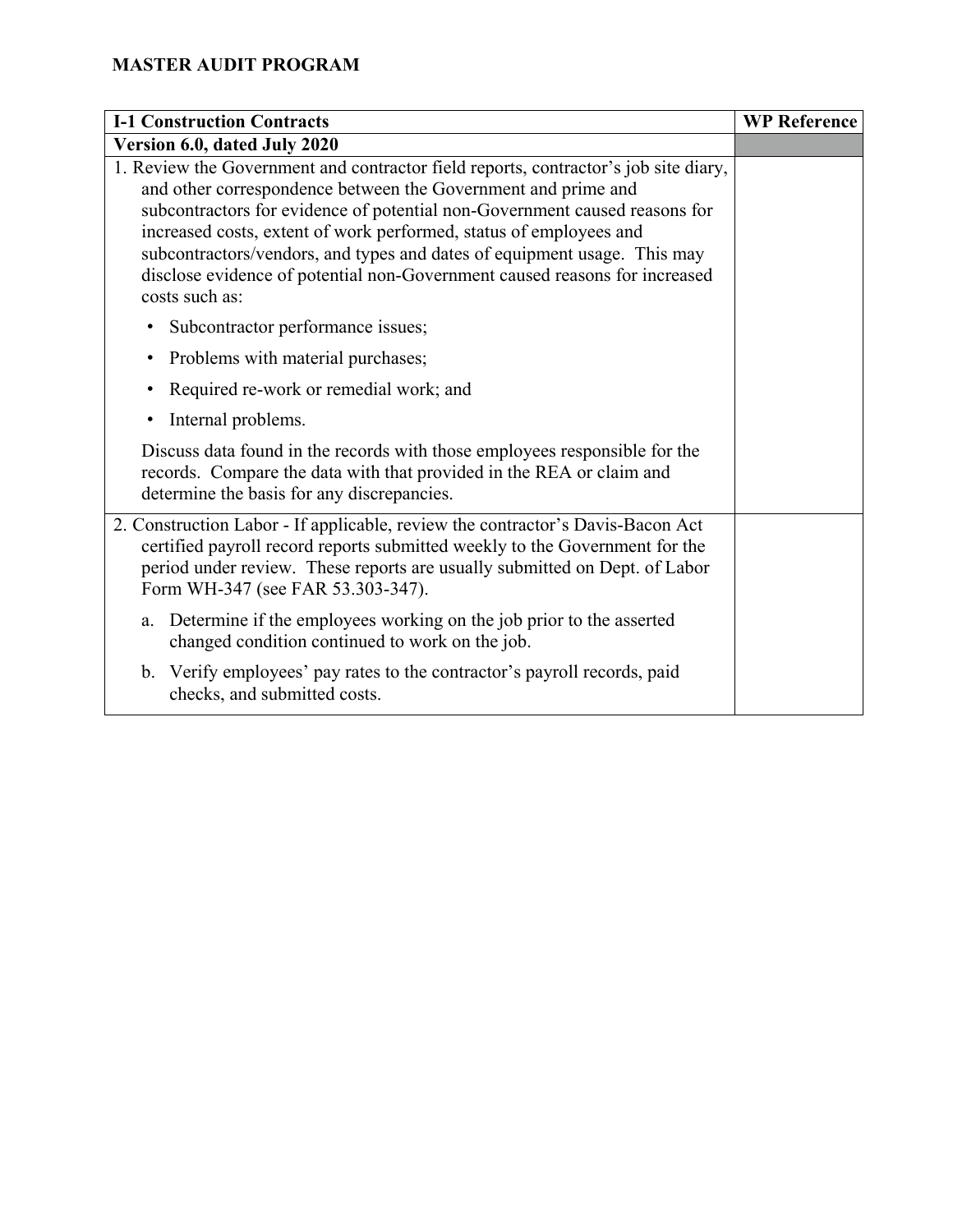**MASTER AUDIT PROGRAM**

| I-1 Construction Contracts | WP Reference |
| --- | --- |
| **Version 6.0, dated July 2020** | |
| 1. Review the Government and contractor field reports, contractor's job site diary, and other correspondence between the Government and prime and subcontractors for evidence of potential non-Government caused reasons for increased costs, extent of work performed, status of employees and subcontractors/vendors, and types and dates of equipment usage. This may disclose evidence of potential non-Government caused reasons for increased costs such as:<br>• Subcontractor performance issues;<br>• Problems with material purchases;<br>• Required re-work or remedial work; and<br>• Internal problems.<br>Discuss data found in the records with those employees responsible for the records. Compare the data with that provided in the REA or claim and determine the basis for any discrepancies. | |
| 2. Construction Labor - If applicable, review the contractor's Davis-Bacon Act certified payroll record reports submitted weekly to the Government for the period under review. These reports are usually submitted on Dept. of Labor Form WH-347 (see FAR 53.303-347).<br>a. Determine if the employees working on the job prior to the asserted changed condition continued to work on the job.<br>b. Verify employees' pay rates to the contractor's payroll records, paid checks, and submitted costs. | |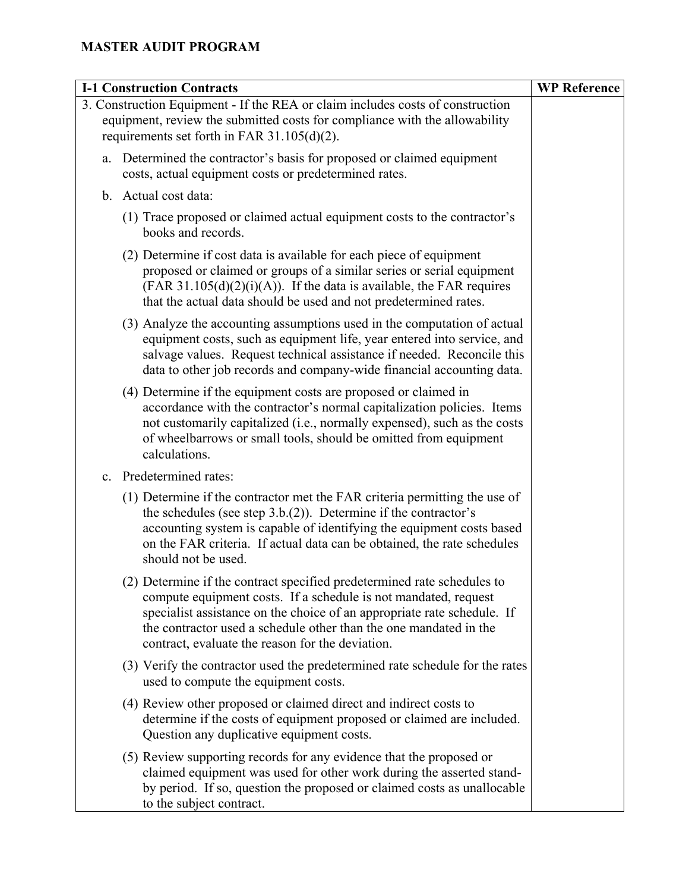**MASTER AUDIT PROGRAM**

| I-1 Construction Contracts | WP Reference |
|---|---|
| 3. Construction Equipment - If the REA or claim includes costs of construction equipment, review the submitted costs for compliance with the allowability requirements set forth in FAR 31.105(d)(2).<br><br>a. Determined the contractor's basis for proposed or claimed equipment costs, actual equipment costs or predetermined rates.<br><br>b. Actual cost data:<br><br>(1) Trace proposed or claimed actual equipment costs to the contractor's books and records.<br><br>(2) Determine if cost data is available for each piece of equipment proposed or claimed or groups of a similar series or serial equipment (FAR 31.105(d)(2)(i)(A)). If the data is available, the FAR requires that the actual data should be used and not predetermined rates.<br><br>(3) Analyze the accounting assumptions used in the computation of actual equipment costs, such as equipment life, year entered into service, and salvage values. Request technical assistance if needed. Reconcile this data to other job records and company-wide financial accounting data.<br><br>(4) Determine if the equipment costs are proposed or claimed in accordance with the contractor's normal capitalization policies. Items not customarily capitalized (i.e., normally expensed), such as the costs of wheelbarrows or small tools, should be omitted from equipment calculations.<br><br>c. Predetermined rates:<br><br>(1) Determine if the contractor met the FAR criteria permitting the use of the schedules (see step 3.b.(2)). Determine if the contractor's accounting system is capable of identifying the equipment costs based on the FAR criteria. If actual data can be obtained, the rate schedules should not be used.<br><br>(2) Determine if the contract specified predetermined rate schedules to compute equipment costs. If a schedule is not mandated, request specialist assistance on the choice of an appropriate rate schedule. If the contractor used a schedule other than the one mandated in the contract, evaluate the reason for the deviation.<br><br>(3) Verify the contractor used the predetermined rate schedule for the rates used to compute the equipment costs.<br><br>(4) Review other proposed or claimed direct and indirect costs to determine if the costs of equipment proposed or claimed are included. Question any duplicative equipment costs.<br><br>(5) Review supporting records for any evidence that the proposed or claimed equipment was used for other work during the asserted stand-by period. If so, question the proposed or claimed costs as unallocable to the subject contract. | |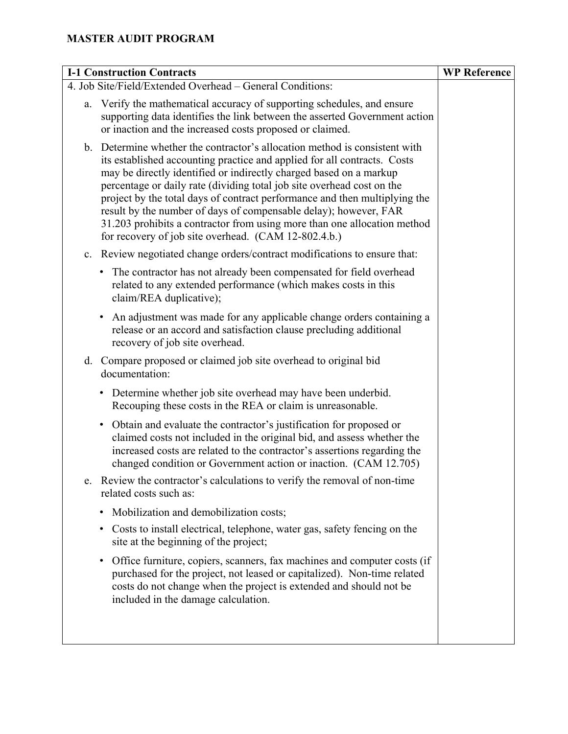**MASTER AUDIT PROGRAM**

| I-1 Construction Contracts | WP Reference |
|---|---|
| 4. Job Site/Field/Extended Overhead – General Conditions:<br><br>a. Verify the mathematical accuracy of supporting schedules, and ensure supporting data identifies the link between the asserted Government action or inaction and the increased costs proposed or claimed.<br><br>b. Determine whether the contractor's allocation method is consistent with its established accounting practice and applied for all contracts. Costs may be directly identified or indirectly charged based on a markup percentage or daily rate (dividing total job site overhead cost on the project by the total days of contract performance and then multiplying the result by the number of days of compensable delay); however, FAR 31.203 prohibits a contractor from using more than one allocation method for recovery of job site overhead. (CAM 12-802.4.b.)<br><br>c. Review negotiated change orders/contract modifications to ensure that:<br>• The contractor has not already been compensated for field overhead related to any extended performance (which makes costs in this claim/REA duplicative);<br>• An adjustment was made for any applicable change orders containing a release or an accord and satisfaction clause precluding additional recovery of job site overhead.<br><br>d. Compare proposed or claimed job site overhead to original bid documentation:<br>• Determine whether job site overhead may have been underbid. Recouping these costs in the REA or claim is unreasonable.<br>• Obtain and evaluate the contractor's justification for proposed or claimed costs not included in the original bid, and assess whether the increased costs are related to the contractor's assertions regarding the changed condition or Government action or inaction. (CAM 12.705)<br><br>e. Review the contractor's calculations to verify the removal of non-time related costs such as:<br>• Mobilization and demobilization costs;<br>• Costs to install electrical, telephone, water gas, safety fencing on the site at the beginning of the project;<br>• Office furniture, copiers, scanners, fax machines and computer costs (if purchased for the project, not leased or capitalized). Non-time related costs do not change when the project is extended and should not be included in the damage calculation. | |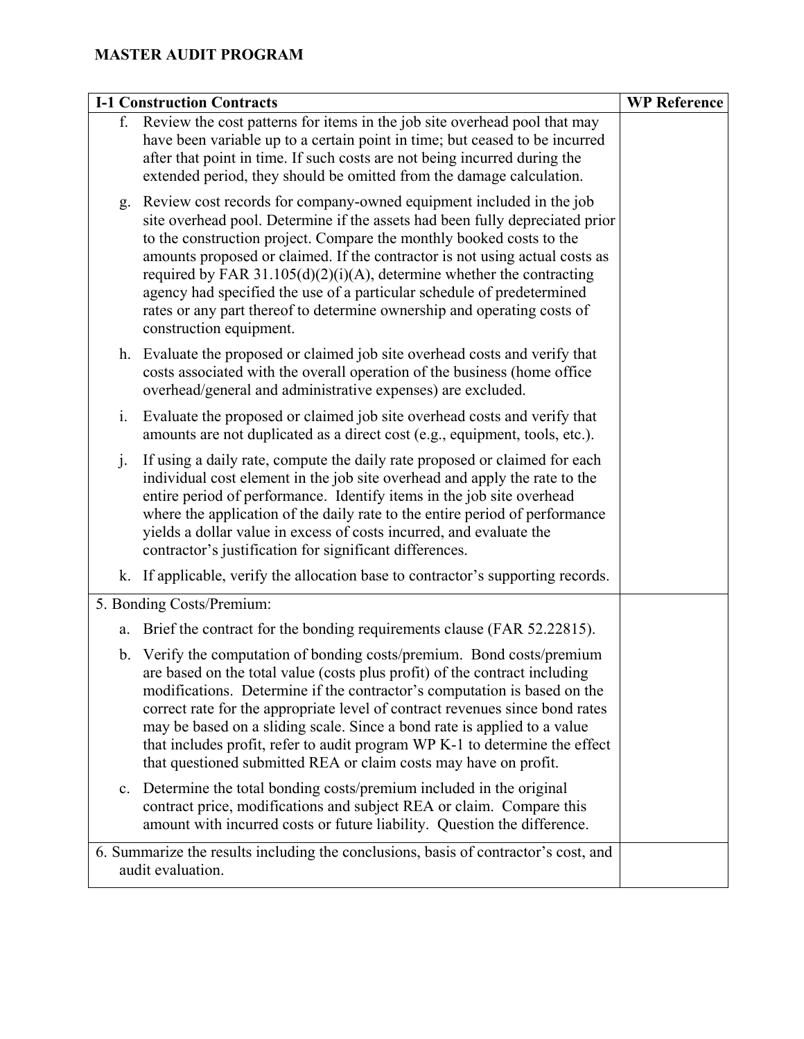**MASTER AUDIT PROGRAM**

| I-1 Construction Contracts | WP Reference |
|---|---|
| f. Review the cost patterns for items in the job site overhead pool that may have been variable up to a certain point in time; but ceased to be incurred after that point in time. If such costs are not being incurred during the extended period, they should be omitted from the damage calculation.<br><br>g. Review cost records for company-owned equipment included in the job site overhead pool. Determine if the assets had been fully depreciated prior to the construction project. Compare the monthly booked costs to the amounts proposed or claimed. If the contractor is not using actual costs as required by FAR 31.105(d)(2)(i)(A), determine whether the contracting agency had specified the use of a particular schedule of predetermined rates or any part thereof to determine ownership and operating costs of construction equipment.<br><br>h. Evaluate the proposed or claimed job site overhead costs and verify that costs associated with the overall operation of the business (home office overhead/general and administrative expenses) are excluded.<br><br>i. Evaluate the proposed or claimed job site overhead costs and verify that amounts are not duplicated as a direct cost (e.g., equipment, tools, etc.).<br><br>j. If using a daily rate, compute the daily rate proposed or claimed for each individual cost element in the job site overhead and apply the rate to the entire period of performance. Identify items in the job site overhead where the application of the daily rate to the entire period of performance yields a dollar value in excess of costs incurred, and evaluate the contractor's justification for significant differences.<br><br>k. If applicable, verify the allocation base to contractor's supporting records. | |
| 5. Bonding Costs/Premium:<br><br>a. Brief the contract for the bonding requirements clause (FAR 52.22815).<br><br>b. Verify the computation of bonding costs/premium. Bond costs/premium are based on the total value (costs plus profit) of the contract including modifications. Determine if the contractor's computation is based on the correct rate for the appropriate level of contract revenues since bond rates may be based on a sliding scale. Since a bond rate is applied to a value that includes profit, refer to audit program WP K-1 to determine the effect that questioned submitted REA or claim costs may have on profit.<br><br>c. Determine the total bonding costs/premium included in the original contract price, modifications and subject REA or claim. Compare this amount with incurred costs or future liability. Question the difference. | |
| 6. Summarize the results including the conclusions, basis of contractor's cost, and audit evaluation. | |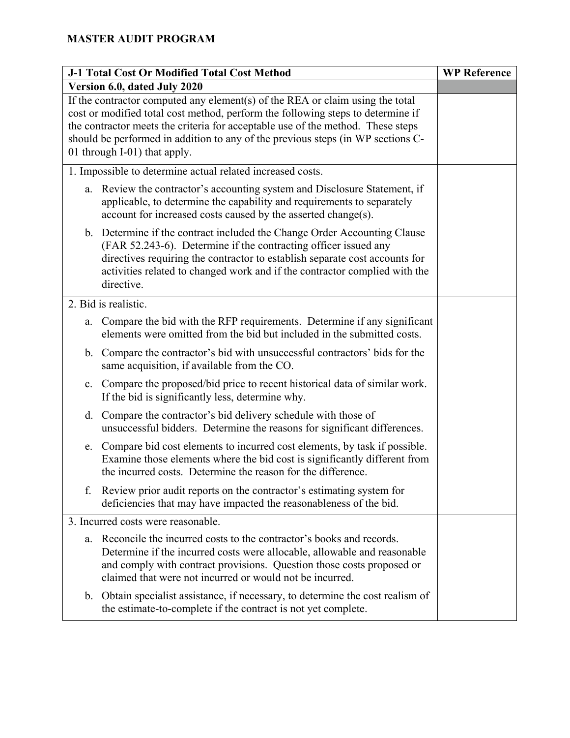# MASTER AUDIT PROGRAM

| J-1 Total Cost Or Modified Total Cost Method | WP Reference |
|---|---|
| **Version 6.0, dated July 2020** | |
| If the contractor computed any element(s) of the REA or claim using the total cost or modified total cost method, perform the following steps to determine if the contractor meets the criteria for acceptable use of the method. These steps should be performed in addition to any of the previous steps (in WP sections C-01 through I-01) that apply. | |
| 1. Impossible to determine actual related increased costs.<br><br>a. Review the contractor's accounting system and Disclosure Statement, if applicable, to determine the capability and requirements to separately account for increased costs caused by the asserted change(s).<br><br>b. Determine if the contract included the Change Order Accounting Clause (FAR 52.243-6). Determine if the contracting officer issued any directives requiring the contractor to establish separate cost accounts for activities related to changed work and if the contractor complied with the directive. | |
| 2. Bid is realistic.<br><br>a. Compare the bid with the RFP requirements. Determine if any significant elements were omitted from the bid but included in the submitted costs.<br><br>b. Compare the contractor's bid with unsuccessful contractors' bids for the same acquisition, if available from the CO.<br><br>c. Compare the proposed/bid price to recent historical data of similar work. If the bid is significantly less, determine why.<br><br>d. Compare the contractor's bid delivery schedule with those of unsuccessful bidders. Determine the reasons for significant differences.<br><br>e. Compare bid cost elements to incurred cost elements, by task if possible. Examine those elements where the bid cost is significantly different from the incurred costs. Determine the reason for the difference.<br><br>f. Review prior audit reports on the contractor's estimating system for deficiencies that may have impacted the reasonableness of the bid. | |
| 3. Incurred costs were reasonable.<br><br>a. Reconcile the incurred costs to the contractor's books and records. Determine if the incurred costs were allocable, allowable and reasonable and comply with contract provisions. Question those costs proposed or claimed that were not incurred or would not be incurred.<br><br>b. Obtain specialist assistance, if necessary, to determine the cost realism of the estimate-to-complete if the contract is not yet complete. | |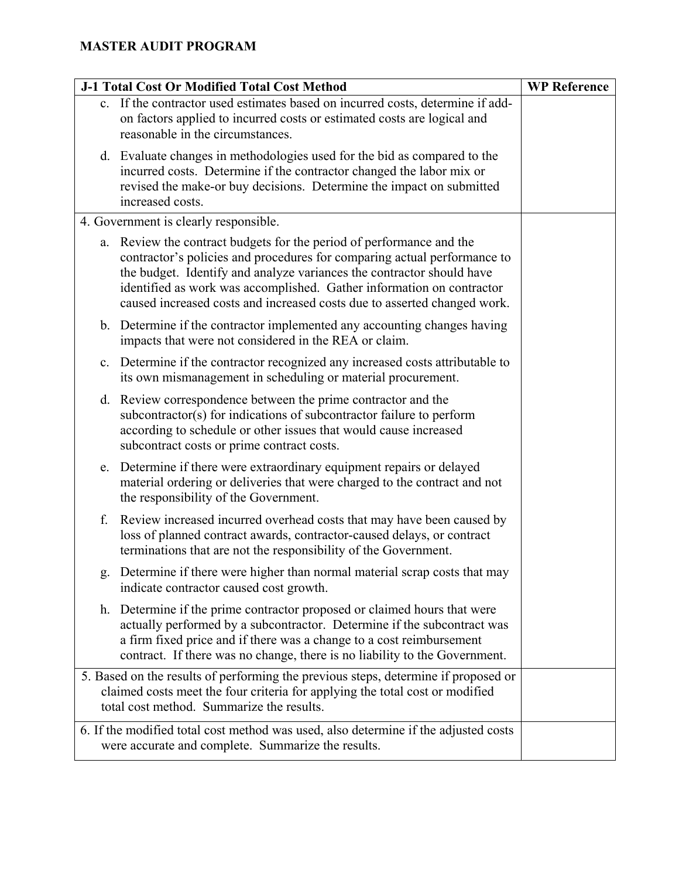## MASTER AUDIT PROGRAM

| J-1 Total Cost Or Modified Total Cost Method | WP Reference |
|---|---|
| c. If the contractor used estimates based on incurred costs, determine if add-on factors applied to incurred costs or estimated costs are logical and reasonable in the circumstances.<br><br>d. Evaluate changes in methodologies used for the bid as compared to the incurred costs. Determine if the contractor changed the labor mix or revised the make-or buy decisions. Determine the impact on submitted increased costs. | |
| 4. Government is clearly responsible.<br><br>a. Review the contract budgets for the period of performance and the contractor's policies and procedures for comparing actual performance to the budget. Identify and analyze variances the contractor should have identified as work was accomplished. Gather information on contractor caused increased costs and increased costs due to asserted changed work.<br><br>b. Determine if the contractor implemented any accounting changes having impacts that were not considered in the REA or claim.<br><br>c. Determine if the contractor recognized any increased costs attributable to its own mismanagement in scheduling or material procurement.<br><br>d. Review correspondence between the prime contractor and the subcontractor(s) for indications of subcontractor failure to perform according to schedule or other issues that would cause increased subcontract costs or prime contract costs.<br><br>e. Determine if there were extraordinary equipment repairs or delayed material ordering or deliveries that were charged to the contract and not the responsibility of the Government.<br><br>f. Review increased incurred overhead costs that may have been caused by loss of planned contract awards, contractor-caused delays, or contract terminations that are not the responsibility of the Government.<br><br>g. Determine if there were higher than normal material scrap costs that may indicate contractor caused cost growth.<br><br>h. Determine if the prime contractor proposed or claimed hours that were actually performed by a subcontractor. Determine if the subcontract was a firm fixed price and if there was a change to a cost reimbursement contract. If there was no change, there is no liability to the Government. | |
| 5. Based on the results of performing the previous steps, determine if proposed or claimed costs meet the four criteria for applying the total cost or modified total cost method. Summarize the results. | |
| 6. If the modified total cost method was used, also determine if the adjusted costs were accurate and complete. Summarize the results. | |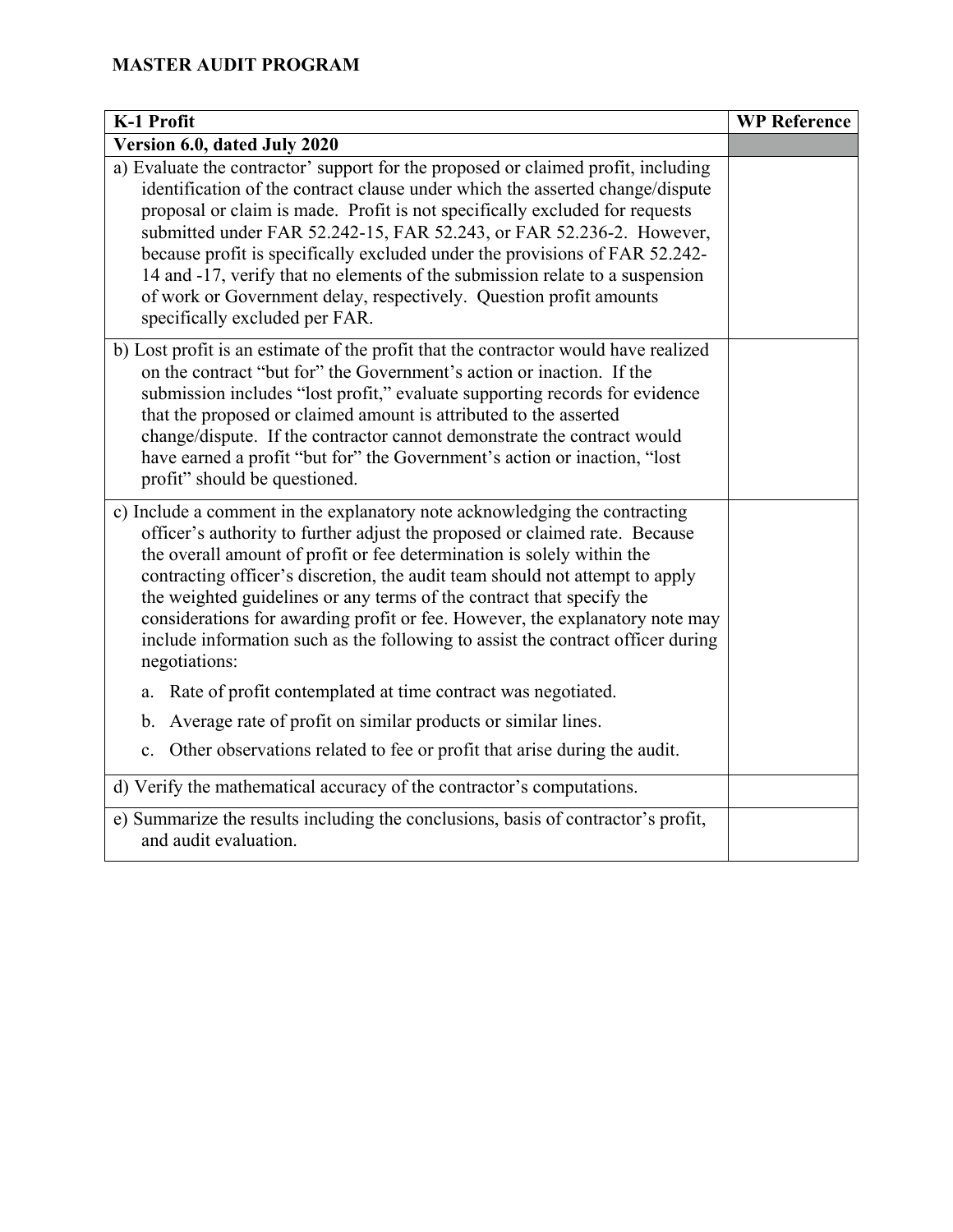**MASTER AUDIT PROGRAM**

| K-1 Profit | WP Reference |
|---|---|
| **Version 6.0, dated July 2020** | |
| a) Evaluate the contractor' support for the proposed or claimed profit, including identification of the contract clause under which the asserted change/dispute proposal or claim is made. Profit is not specifically excluded for requests submitted under FAR 52.242-15, FAR 52.243, or FAR 52.236-2. However, because profit is specifically excluded under the provisions of FAR 52.242-14 and -17, verify that no elements of the submission relate to a suspension of work or Government delay, respectively. Question profit amounts specifically excluded per FAR. | |
| b) Lost profit is an estimate of the profit that the contractor would have realized on the contract "but for" the Government's action or inaction. If the submission includes "lost profit," evaluate supporting records for evidence that the proposed or claimed amount is attributed to the asserted change/dispute. If the contractor cannot demonstrate the contract would have earned a profit "but for" the Government's action or inaction, "lost profit" should be questioned. | |
| c) Include a comment in the explanatory note acknowledging the contracting officer's authority to further adjust the proposed or claimed rate. Because the overall amount of profit or fee determination is solely within the contracting officer's discretion, the audit team should not attempt to apply the weighted guidelines or any terms of the contract that specify the considerations for awarding profit or fee. However, the explanatory note may include information such as the following to assist the contract officer during negotiations:<br>a. Rate of profit contemplated at time contract was negotiated.<br>b. Average rate of profit on similar products or similar lines.<br>c. Other observations related to fee or profit that arise during the audit. | |
| d) Verify the mathematical accuracy of the contractor's computations. | |
| e) Summarize the results including the conclusions, basis of contractor's profit, and audit evaluation. | |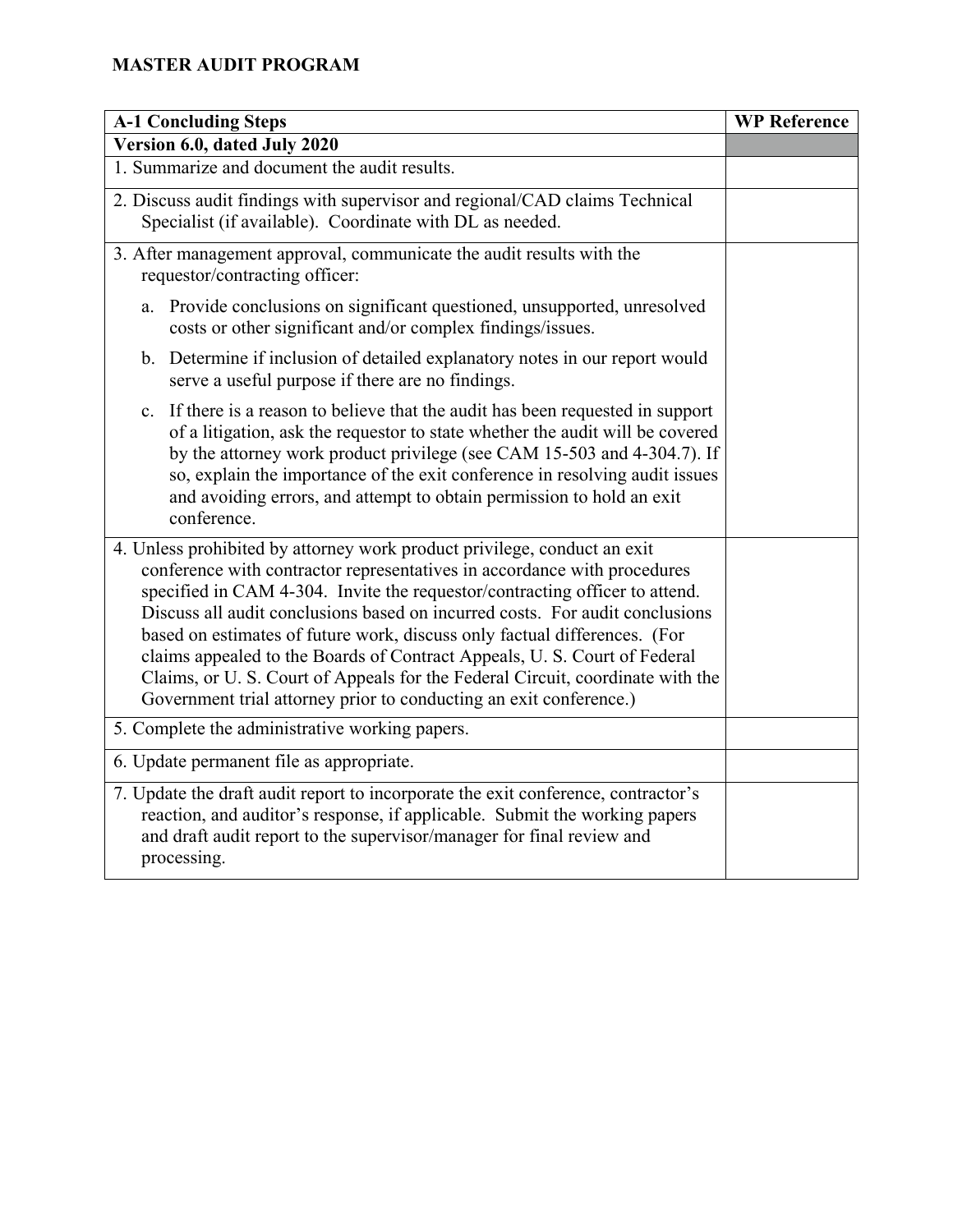**MASTER AUDIT PROGRAM**

| A-1 Concluding Steps | WP Reference |
|---|---|
| **Version 6.0, dated July 2020** | |
| 1. Summarize and document the audit results. | |
| 2. Discuss audit findings with supervisor and regional/CAD claims Technical Specialist (if available). Coordinate with DL as needed. | |
| 3. After management approval, communicate the audit results with the requestor/contracting officer:<br><br>a. Provide conclusions on significant questioned, unsupported, unresolved costs or other significant and/or complex findings/issues.<br><br>b. Determine if inclusion of detailed explanatory notes in our report would serve a useful purpose if there are no findings.<br><br>c. If there is a reason to believe that the audit has been requested in support of a litigation, ask the requestor to state whether the audit will be covered by the attorney work product privilege (see CAM 15-503 and 4-304.7). If so, explain the importance of the exit conference in resolving audit issues and avoiding errors, and attempt to obtain permission to hold an exit conference. | |
| 4. Unless prohibited by attorney work product privilege, conduct an exit conference with contractor representatives in accordance with procedures specified in CAM 4-304. Invite the requestor/contracting officer to attend. Discuss all audit conclusions based on incurred costs. For audit conclusions based on estimates of future work, discuss only factual differences. (For claims appealed to the Boards of Contract Appeals, U. S. Court of Federal Claims, or U. S. Court of Appeals for the Federal Circuit, coordinate with the Government trial attorney prior to conducting an exit conference.) | |
| 5. Complete the administrative working papers. | |
| 6. Update permanent file as appropriate. | |
| 7. Update the draft audit report to incorporate the exit conference, contractor's reaction, and auditor's response, if applicable. Submit the working papers and draft audit report to the supervisor/manager for final review and processing. | |